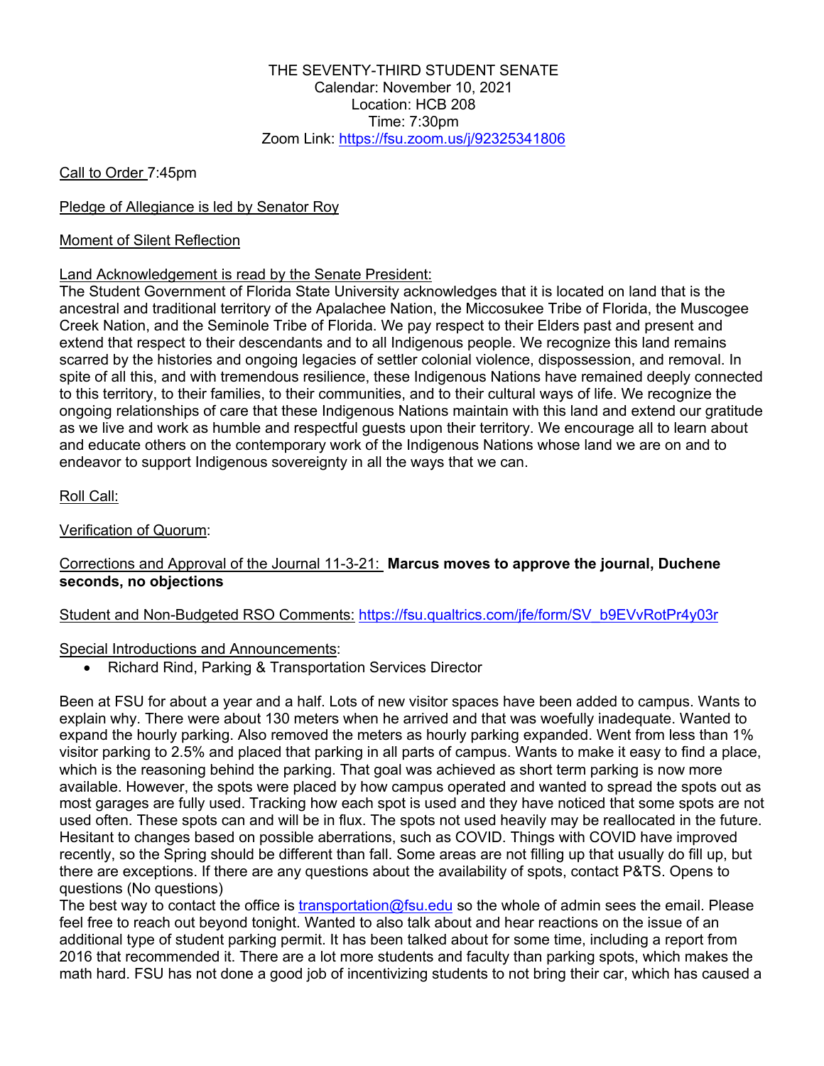THE SEVENTY-THIRD STUDENT SENATE
Calendar: November 10, 2021
Location: HCB 208
Time: 7:30pm
Zoom Link: https://fsu.zoom.us/j/92325341806

Call to Order 7:45pm

Pledge of Allegiance is led by Senator Roy

Moment of Silent Reflection

Land Acknowledgement is read by the Senate President:
The Student Government of Florida State University acknowledges that it is located on land that is the ancestral and traditional territory of the Apalachee Nation, the Miccosukee Tribe of Florida, the Muscogee Creek Nation, and the Seminole Tribe of Florida. We pay respect to their Elders past and present and extend that respect to their descendants and to all Indigenous people. We recognize this land remains scarred by the histories and ongoing legacies of settler colonial violence, dispossession, and removal. In spite of all this, and with tremendous resilience, these Indigenous Nations have remained deeply connected to this territory, to their families, to their communities, and to their cultural ways of life. We recognize the ongoing relationships of care that these Indigenous Nations maintain with this land and extend our gratitude as we live and work as humble and respectful guests upon their territory. We encourage all to learn about and educate others on the contemporary work of the Indigenous Nations whose land we are on and to endeavor to support Indigenous sovereignty in all the ways that we can.

Roll Call:

Verification of Quorum:

Corrections and Approval of the Journal 11-3-21: **Marcus moves to approve the journal, Duchene seconds, no objections**

Student and Non-Budgeted RSO Comments: https://fsu.qualtrics.com/jfe/form/SV_b9EVvRotPr4y03r

Special Introductions and Announcements:

- Richard Rind, Parking & Transportation Services Director

Been at FSU for about a year and a half. Lots of new visitor spaces have been added to campus. Wants to explain why. There were about 130 meters when he arrived and that was woefully inadequate. Wanted to expand the hourly parking. Also removed the meters as hourly parking expanded. Went from less than 1% visitor parking to 2.5% and placed that parking in all parts of campus. Wants to make it easy to find a place, which is the reasoning behind the parking. That goal was achieved as short term parking is now more available. However, the spots were placed by how campus operated and wanted to spread the spots out as most garages are fully used. Tracking how each spot is used and they have noticed that some spots are not used often. These spots can and will be in flux. The spots not used heavily may be reallocated in the future. Hesitant to changes based on possible aberrations, such as COVID. Things with COVID have improved recently, so the Spring should be different than fall. Some areas are not filling up that usually do fill up, but there are exceptions. If there are any questions about the availability of spots, contact P&TS. Opens to questions (No questions)
The best way to contact the office is transportation@fsu.edu so the whole of admin sees the email. Please feel free to reach out beyond tonight. Wanted to also talk about and hear reactions on the issue of an additional type of student parking permit. It has been talked about for some time, including a report from 2016 that recommended it. There are a lot more students and faculty than parking spots, which makes the math hard. FSU has not done a good job of incentivizing students to not bring their car, which has caused a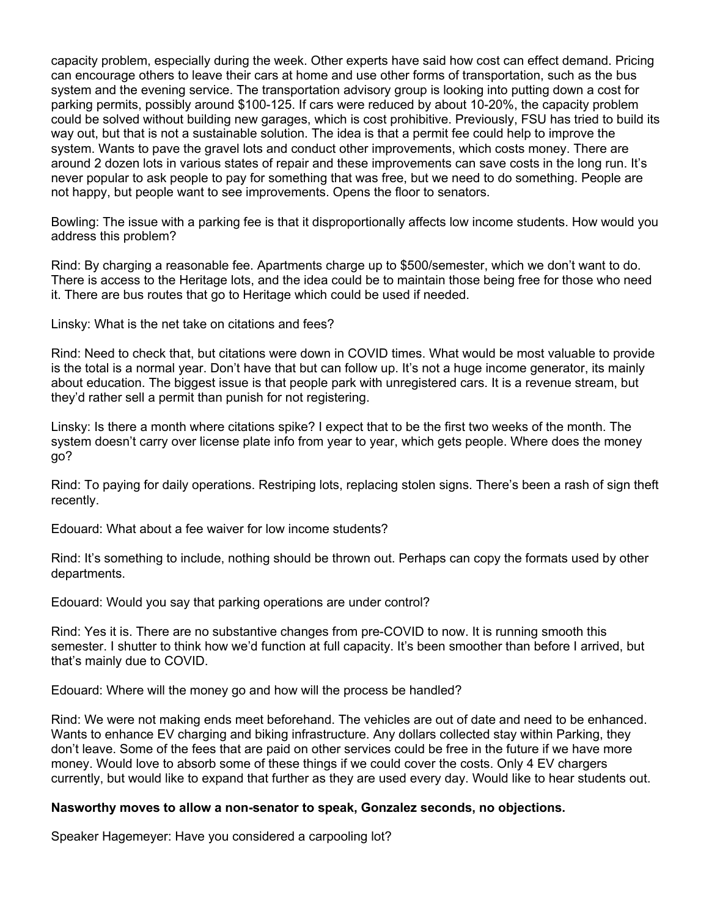capacity problem, especially during the week. Other experts have said how cost can effect demand. Pricing can encourage others to leave their cars at home and use other forms of transportation, such as the bus system and the evening service. The transportation advisory group is looking into putting down a cost for parking permits, possibly around $100-125. If cars were reduced by about 10-20%, the capacity problem could be solved without building new garages, which is cost prohibitive. Previously, FSU has tried to build its way out, but that is not a sustainable solution. The idea is that a permit fee could help to improve the system. Wants to pave the gravel lots and conduct other improvements, which costs money. There are around 2 dozen lots in various states of repair and these improvements can save costs in the long run. It's never popular to ask people to pay for something that was free, but we need to do something. People are not happy, but people want to see improvements. Opens the floor to senators.

Bowling: The issue with a parking fee is that it disproportionally affects low income students. How would you address this problem?

Rind: By charging a reasonable fee. Apartments charge up to $500/semester, which we don't want to do. There is access to the Heritage lots, and the idea could be to maintain those being free for those who need it. There are bus routes that go to Heritage which could be used if needed.

Linsky: What is the net take on citations and fees?

Rind: Need to check that, but citations were down in COVID times. What would be most valuable to provide is the total is a normal year. Don't have that but can follow up. It's not a huge income generator, its mainly about education. The biggest issue is that people park with unregistered cars. It is a revenue stream, but they'd rather sell a permit than punish for not registering.

Linsky: Is there a month where citations spike? I expect that to be the first two weeks of the month. The system doesn't carry over license plate info from year to year, which gets people. Where does the money go?

Rind: To paying for daily operations. Restriping lots, replacing stolen signs. There's been a rash of sign theft recently.

Edouard: What about a fee waiver for low income students?

Rind: It's something to include, nothing should be thrown out. Perhaps can copy the formats used by other departments.

Edouard: Would you say that parking operations are under control?

Rind: Yes it is. There are no substantive changes from pre-COVID to now. It is running smooth this semester. I shutter to think how we'd function at full capacity. It's been smoother than before I arrived, but that's mainly due to COVID.

Edouard: Where will the money go and how will the process be handled?

Rind: We were not making ends meet beforehand. The vehicles are out of date and need to be enhanced. Wants to enhance EV charging and biking infrastructure. Any dollars collected stay within Parking, they don't leave. Some of the fees that are paid on other services could be free in the future if we have more money. Would love to absorb some of these things if we could cover the costs. Only 4 EV chargers currently, but would like to expand that further as they are used every day. Would like to hear students out.

**Nasworthy moves to allow a non-senator to speak, Gonzalez seconds, no objections.**

Speaker Hagemeyer: Have you considered a carpooling lot?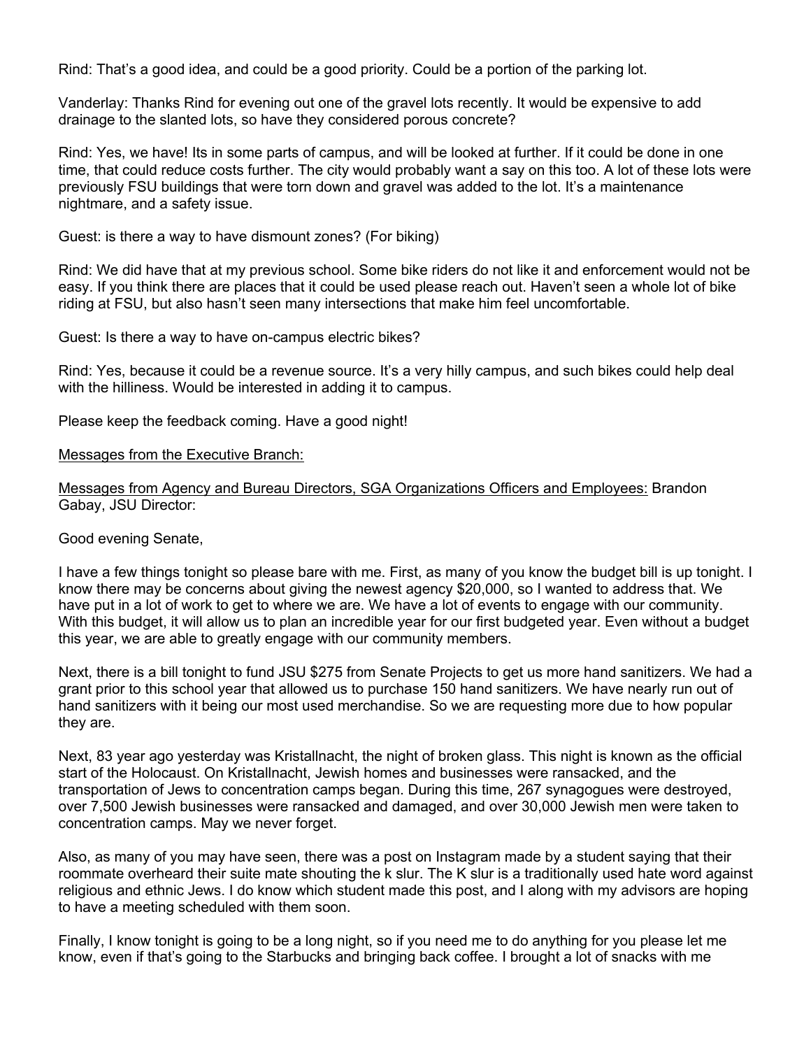Rind: That's a good idea, and could be a good priority. Could be a portion of the parking lot.

Vanderlay: Thanks Rind for evening out one of the gravel lots recently. It would be expensive to add drainage to the slanted lots, so have they considered porous concrete?

Rind: Yes, we have! Its in some parts of campus, and will be looked at further. If it could be done in one time, that could reduce costs further. The city would probably want a say on this too. A lot of these lots were previously FSU buildings that were torn down and gravel was added to the lot. It's a maintenance nightmare, and a safety issue.

Guest: is there a way to have dismount zones? (For biking)

Rind: We did have that at my previous school. Some bike riders do not like it and enforcement would not be easy. If you think there are places that it could be used please reach out. Haven't seen a whole lot of bike riding at FSU, but also hasn't seen many intersections that make him feel uncomfortable.

Guest: Is there a way to have on-campus electric bikes?

Rind: Yes, because it could be a revenue source. It's a very hilly campus, and such bikes could help deal with the hilliness. Would be interested in adding it to campus.

Please keep the feedback coming. Have a good night!

<u>Messages from the Executive Branch:</u>

<u>Messages from Agency and Bureau Directors, SGA Organizations Officers and Employees:</u> Brandon Gabay, JSU Director:

Good evening Senate,

I have a few things tonight so please bare with me. First, as many of you know the budget bill is up tonight. I know there may be concerns about giving the newest agency $20,000, so I wanted to address that. We have put in a lot of work to get to where we are. We have a lot of events to engage with our community. With this budget, it will allow us to plan an incredible year for our first budgeted year. Even without a budget this year, we are able to greatly engage with our community members.

Next, there is a bill tonight to fund JSU $275 from Senate Projects to get us more hand sanitizers. We had a grant prior to this school year that allowed us to purchase 150 hand sanitizers. We have nearly run out of hand sanitizers with it being our most used merchandise. So we are requesting more due to how popular they are.

Next, 83 year ago yesterday was Kristallnacht, the night of broken glass. This night is known as the official start of the Holocaust. On Kristallnacht, Jewish homes and businesses were ransacked, and the transportation of Jews to concentration camps began. During this time, 267 synagogues were destroyed, over 7,500 Jewish businesses were ransacked and damaged, and over 30,000 Jewish men were taken to concentration camps. May we never forget.

Also, as many of you may have seen, there was a post on Instagram made by a student saying that their roommate overheard their suite mate shouting the k slur. The K slur is a traditionally used hate word against religious and ethnic Jews. I do know which student made this post, and I along with my advisors are hoping to have a meeting scheduled with them soon.

Finally, I know tonight is going to be a long night, so if you need me to do anything for you please let me know, even if that's going to the Starbucks and bringing back coffee. I brought a lot of snacks with me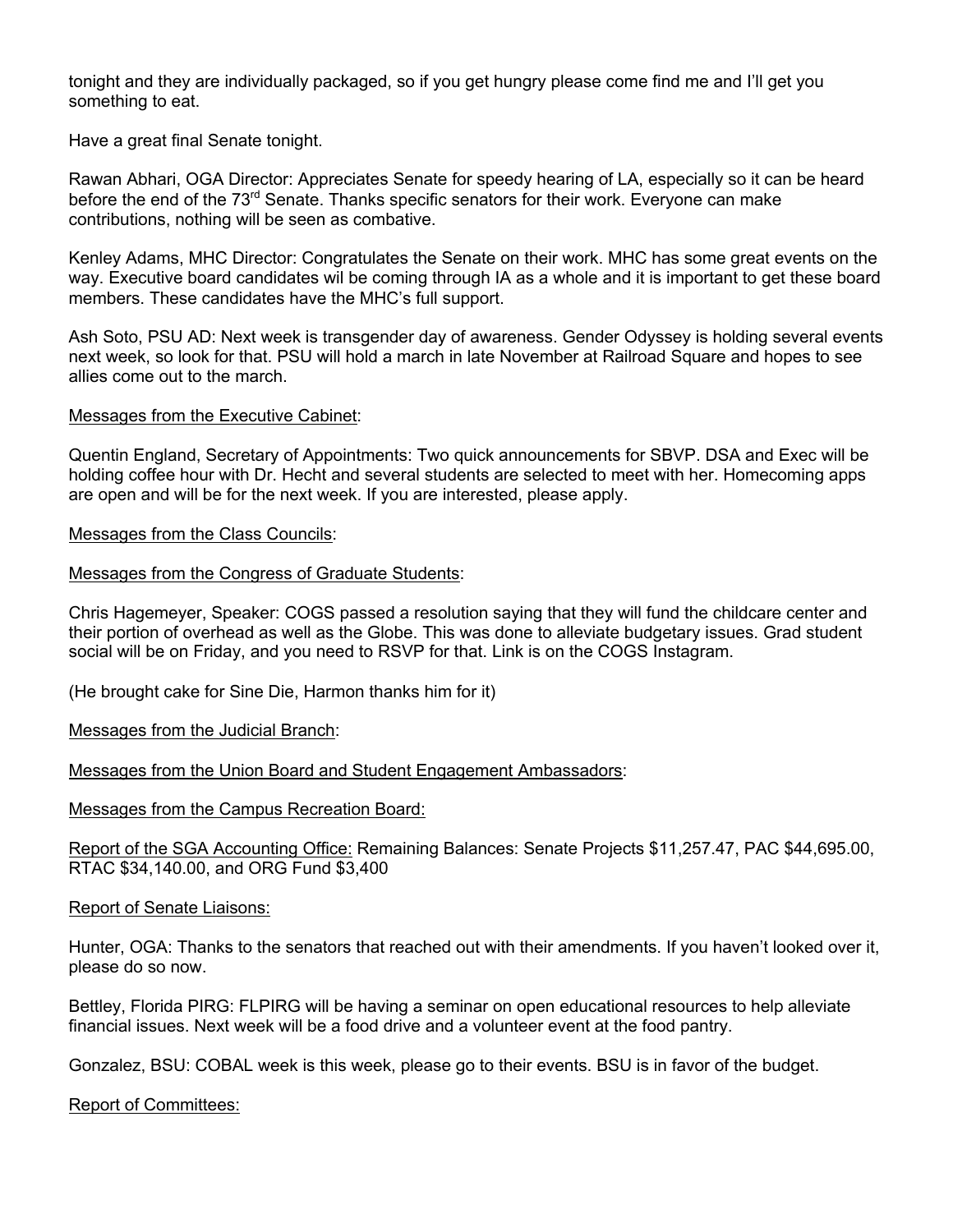tonight and they are individually packaged, so if you get hungry please come find me and I'll get you something to eat.

Have a great final Senate tonight.

Rawan Abhari, OGA Director: Appreciates Senate for speedy hearing of LA, especially so it can be heard before the end of the 73rd Senate. Thanks specific senators for their work. Everyone can make contributions, nothing will be seen as combative.

Kenley Adams, MHC Director: Congratulates the Senate on their work. MHC has some great events on the way. Executive board candidates wil be coming through IA as a whole and it is important to get these board members. These candidates have the MHC's full support.

Ash Soto, PSU AD: Next week is transgender day of awareness. Gender Odyssey is holding several events next week, so look for that. PSU will hold a march in late November at Railroad Square and hopes to see allies come out to the march.

<u>Messages from the Executive Cabinet</u>:

Quentin England, Secretary of Appointments: Two quick announcements for SBVP. DSA and Exec will be holding coffee hour with Dr. Hecht and several students are selected to meet with her. Homecoming apps are open and will be for the next week. If you are interested, please apply.

<u>Messages from the Class Councils</u>:

<u>Messages from the Congress of Graduate Students</u>:

Chris Hagemeyer, Speaker: COGS passed a resolution saying that they will fund the childcare center and their portion of overhead as well as the Globe. This was done to alleviate budgetary issues. Grad student social will be on Friday, and you need to RSVP for that. Link is on the COGS Instagram.

(He brought cake for Sine Die, Harmon thanks him for it)

<u>Messages from the Judicial Branch</u>:

<u>Messages from the Union Board and Student Engagement Ambassadors</u>:

<u>Messages from the Campus Recreation Board:</u>

<u>Report of the SGA Accounting Office:</u> Remaining Balances: Senate Projects $11,257.47, PAC $44,695.00, RTAC $34,140.00, and ORG Fund $3,400

<u>Report of Senate Liaisons:</u>

Hunter, OGA: Thanks to the senators that reached out with their amendments. If you haven't looked over it, please do so now.

Bettley, Florida PIRG: FLPIRG will be having a seminar on open educational resources to help alleviate financial issues. Next week will be a food drive and a volunteer event at the food pantry.

Gonzalez, BSU: COBAL week is this week, please go to their events. BSU is in favor of the budget.

<u>Report of Committees:</u>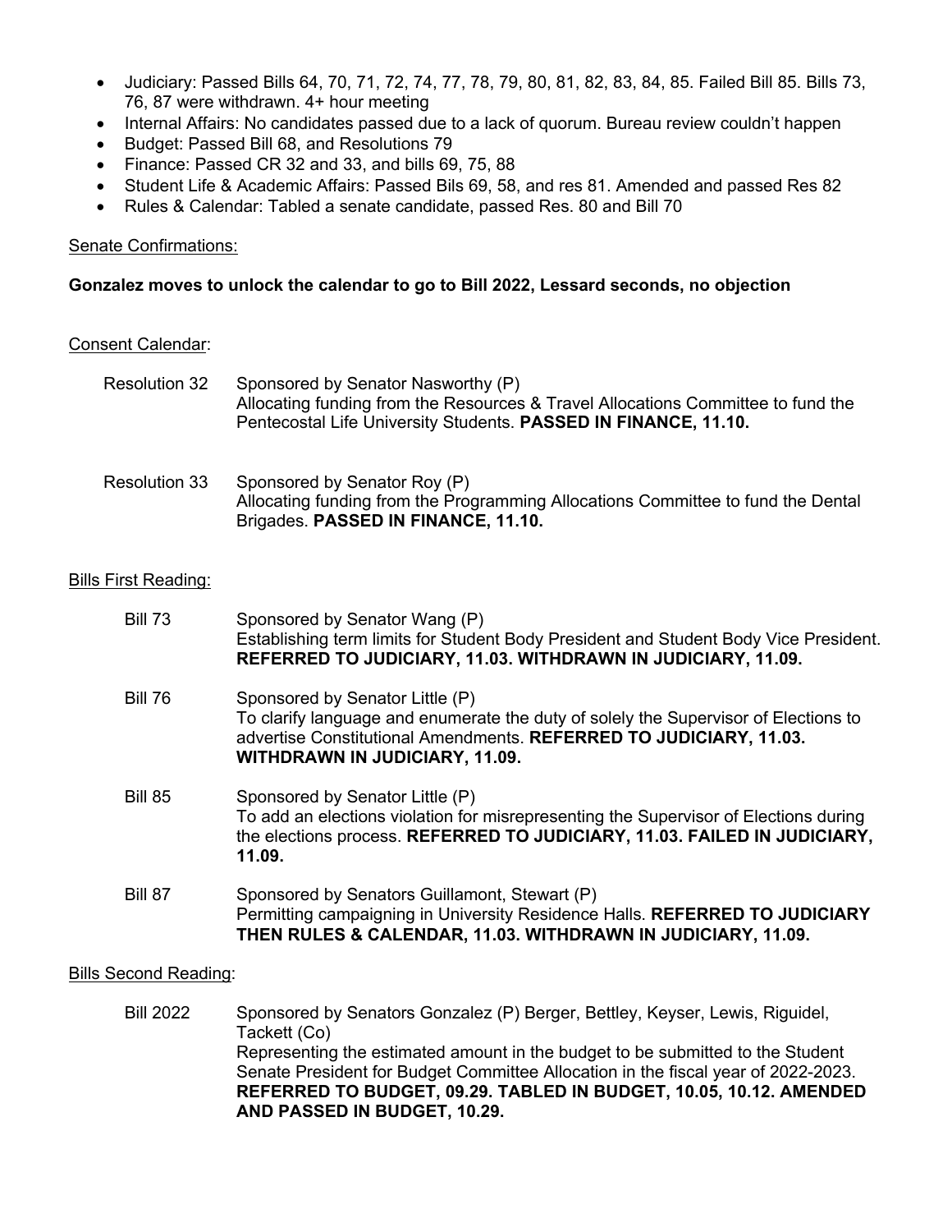- Judiciary: Passed Bills 64, 70, 71, 72, 74, 77, 78, 79, 80, 81, 82, 83, 84, 85. Failed Bill 85. Bills 73, 76, 87 were withdrawn. 4+ hour meeting
- Internal Affairs: No candidates passed due to a lack of quorum. Bureau review couldn't happen
- Budget: Passed Bill 68, and Resolutions 79
- Finance: Passed CR 32 and 33, and bills 69, 75, 88
- Student Life & Academic Affairs: Passed Bils 69, 58, and res 81. Amended and passed Res 82
- Rules & Calendar: Tabled a senate candidate, passed Res. 80 and Bill 70

Senate Confirmations:

**Gonzalez moves to unlock the calendar to go to Bill 2022, Lessard seconds, no objection**

Consent Calendar:

Resolution 32 — Sponsored by Senator Nasworthy (P)
Allocating funding from the Resources & Travel Allocations Committee to fund the Pentecostal Life University Students. **PASSED IN FINANCE, 11.10.**

Resolution 33 — Sponsored by Senator Roy (P)
Allocating funding from the Programming Allocations Committee to fund the Dental Brigades. **PASSED IN FINANCE, 11.10.**

Bills First Reading:

Bill 73 — Sponsored by Senator Wang (P)
Establishing term limits for Student Body President and Student Body Vice President. **REFERRED TO JUDICIARY, 11.03. WITHDRAWN IN JUDICIARY, 11.09.**

Bill 76 — Sponsored by Senator Little (P)
To clarify language and enumerate the duty of solely the Supervisor of Elections to advertise Constitutional Amendments. **REFERRED TO JUDICIARY, 11.03. WITHDRAWN IN JUDICIARY, 11.09.**

Bill 85 — Sponsored by Senator Little (P)
To add an elections violation for misrepresenting the Supervisor of Elections during the elections process. **REFERRED TO JUDICIARY, 11.03. FAILED IN JUDICIARY, 11.09.**

Bill 87 — Sponsored by Senators Guillamont, Stewart (P)
Permitting campaigning in University Residence Halls. **REFERRED TO JUDICIARY THEN RULES & CALENDAR, 11.03. WITHDRAWN IN JUDICIARY, 11.09.**

Bills Second Reading:

Bill 2022 — Sponsored by Senators Gonzalez (P) Berger, Bettley, Keyser, Lewis, Riguidel, Tackett (Co)
Representing the estimated amount in the budget to be submitted to the Student Senate President for Budget Committee Allocation in the fiscal year of 2022-2023. **REFERRED TO BUDGET, 09.29. TABLED IN BUDGET, 10.05, 10.12. AMENDED AND PASSED IN BUDGET, 10.29.**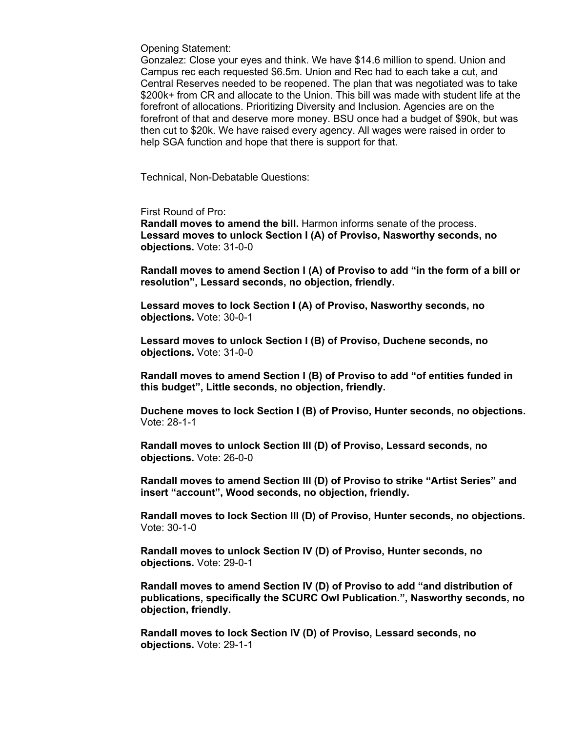Opening Statement:
Gonzalez: Close your eyes and think. We have $14.6 million to spend. Union and Campus rec each requested $6.5m. Union and Rec had to each take a cut, and Central Reserves needed to be reopened. The plan that was negotiated was to take $200k+ from CR and allocate to the Union. This bill was made with student life at the forefront of allocations. Prioritizing Diversity and Inclusion. Agencies are on the forefront of that and deserve more money. BSU once had a budget of $90k, but was then cut to $20k. We have raised every agency. All wages were raised in order to help SGA function and hope that there is support for that.

Technical, Non-Debatable Questions:

First Round of Pro:
**Randall moves to amend the bill.** Harmon informs senate of the process.
**Lessard moves to unlock Section I (A) of Proviso, Nasworthy seconds, no objections.** Vote: 31-0-0

**Randall moves to amend Section I (A) of Proviso to add "in the form of a bill or resolution", Lessard seconds, no objection, friendly.**

**Lessard moves to lock Section I (A) of Proviso, Nasworthy seconds, no objections.** Vote: 30-0-1

**Lessard moves to unlock Section I (B) of Proviso, Duchene seconds, no objections.** Vote: 31-0-0

**Randall moves to amend Section I (B) of Proviso to add "of entities funded in this budget", Little seconds, no objection, friendly.**

**Duchene moves to lock Section I (B) of Proviso, Hunter seconds, no objections.** Vote: 28-1-1

**Randall moves to unlock Section III (D) of Proviso, Lessard seconds, no objections.** Vote: 26-0-0

**Randall moves to amend Section III (D) of Proviso to strike "Artist Series" and insert "account", Wood seconds, no objection, friendly.**

**Randall moves to lock Section III (D) of Proviso, Hunter seconds, no objections.** Vote: 30-1-0

**Randall moves to unlock Section IV (D) of Proviso, Hunter seconds, no objections.** Vote: 29-0-1

**Randall moves to amend Section IV (D) of Proviso to add "and distribution of publications, specifically the SCURC Owl Publication.", Nasworthy seconds, no objection, friendly.**

**Randall moves to lock Section IV (D) of Proviso, Lessard seconds, no objections.** Vote: 29-1-1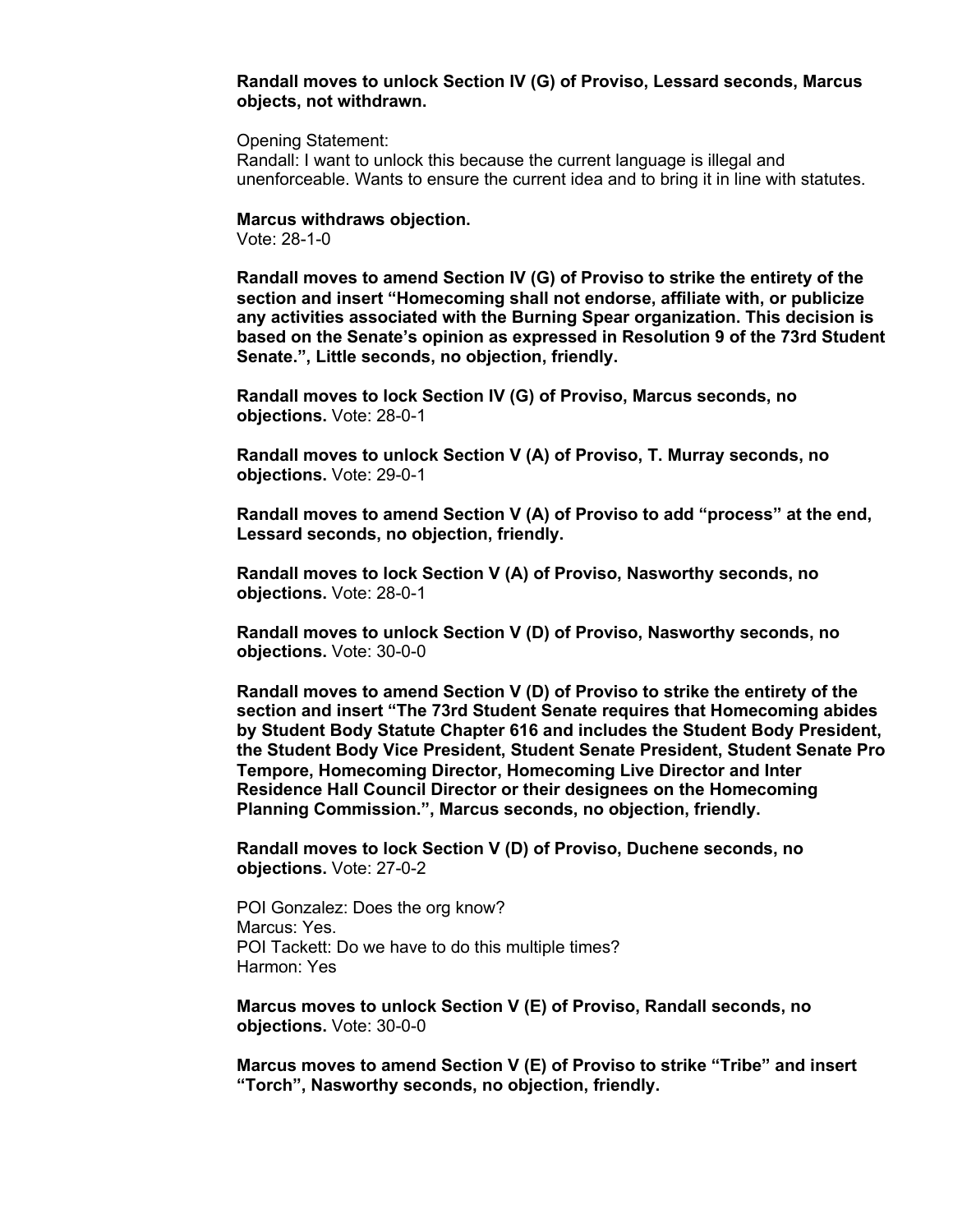**Randall moves to unlock Section IV (G) of Proviso, Lessard seconds, Marcus objects, not withdrawn.**

Opening Statement:
Randall: I want to unlock this because the current language is illegal and unenforceable. Wants to ensure the current idea and to bring it in line with statutes.

**Marcus withdraws objection.**
Vote: 28-1-0

**Randall moves to amend Section IV (G) of Proviso to strike the entirety of the section and insert "Homecoming shall not endorse, affiliate with, or publicize any activities associated with the Burning Spear organization. This decision is based on the Senate's opinion as expressed in Resolution 9 of the 73rd Student Senate.", Little seconds, no objection, friendly.**

**Randall moves to lock Section IV (G) of Proviso, Marcus seconds, no objections.** Vote: 28-0-1

**Randall moves to unlock Section V (A) of Proviso, T. Murray seconds, no objections.** Vote: 29-0-1

**Randall moves to amend Section V (A) of Proviso to add "process" at the end, Lessard seconds, no objection, friendly.**

**Randall moves to lock Section V (A) of Proviso, Nasworthy seconds, no objections.** Vote: 28-0-1

**Randall moves to unlock Section V (D) of Proviso, Nasworthy seconds, no objections.** Vote: 30-0-0

**Randall moves to amend Section V (D) of Proviso to strike the entirety of the section and insert "The 73rd Student Senate requires that Homecoming abides by Student Body Statute Chapter 616 and includes the Student Body President, the Student Body Vice President, Student Senate President, Student Senate Pro Tempore, Homecoming Director, Homecoming Live Director and Inter Residence Hall Council Director or their designees on the Homecoming Planning Commission.", Marcus seconds, no objection, friendly.**

**Randall moves to lock Section V (D) of Proviso, Duchene seconds, no objections.** Vote: 27-0-2

POI Gonzalez: Does the org know?
Marcus: Yes.
POI Tackett: Do we have to do this multiple times?
Harmon: Yes

**Marcus moves to unlock Section V (E) of Proviso, Randall seconds, no objections.** Vote: 30-0-0

**Marcus moves to amend Section V (E) of Proviso to strike "Tribe" and insert "Torch", Nasworthy seconds, no objection, friendly.**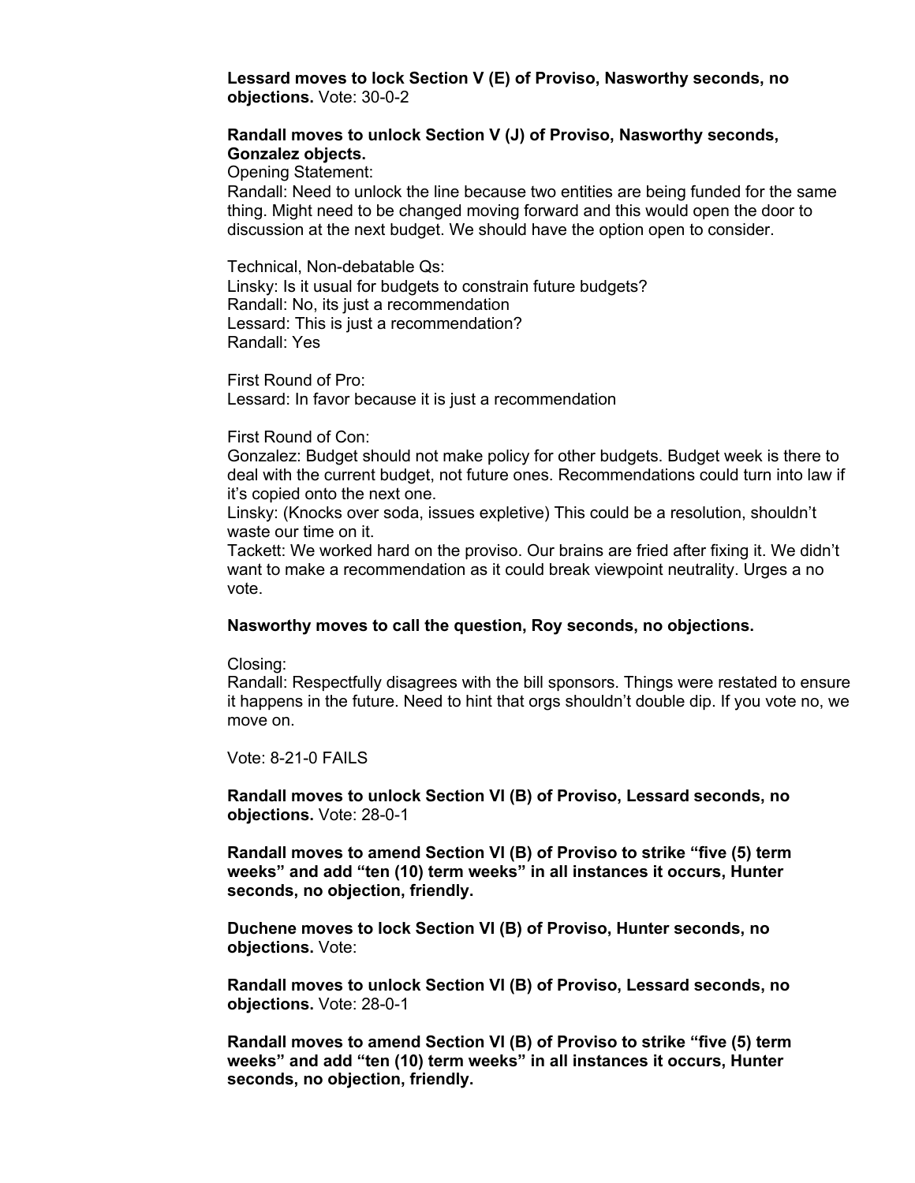**Lessard moves to lock Section V (E) of Proviso, Nasworthy seconds, no objections.** Vote: 30-0-2

**Randall moves to unlock Section V (J) of Proviso, Nasworthy seconds, Gonzalez objects.**
Opening Statement:
Randall: Need to unlock the line because two entities are being funded for the same thing. Might need to be changed moving forward and this would open the door to discussion at the next budget. We should have the option open to consider.

Technical, Non-debatable Qs:
Linsky: Is it usual for budgets to constrain future budgets?
Randall: No, its just a recommendation
Lessard: This is just a recommendation?
Randall: Yes

First Round of Pro:
Lessard: In favor because it is just a recommendation

First Round of Con:
Gonzalez: Budget should not make policy for other budgets. Budget week is there to deal with the current budget, not future ones. Recommendations could turn into law if it's copied onto the next one.
Linsky: (Knocks over soda, issues expletive) This could be a resolution, shouldn't waste our time on it.
Tackett: We worked hard on the proviso. Our brains are fried after fixing it. We didn't want to make a recommendation as it could break viewpoint neutrality. Urges a no vote.

**Nasworthy moves to call the question, Roy seconds, no objections.**

Closing:
Randall: Respectfully disagrees with the bill sponsors. Things were restated to ensure it happens in the future. Need to hint that orgs shouldn't double dip. If you vote no, we move on.

Vote: 8-21-0 FAILS

**Randall moves to unlock Section VI (B) of Proviso, Lessard seconds, no objections.** Vote: 28-0-1

**Randall moves to amend Section VI (B) of Proviso to strike "five (5) term weeks" and add "ten (10) term weeks" in all instances it occurs, Hunter seconds, no objection, friendly.**

**Duchene moves to lock Section VI (B) of Proviso, Hunter seconds, no objections.** Vote:

**Randall moves to unlock Section VI (B) of Proviso, Lessard seconds, no objections.** Vote: 28-0-1

**Randall moves to amend Section VI (B) of Proviso to strike "five (5) term weeks" and add "ten (10) term weeks" in all instances it occurs, Hunter seconds, no objection, friendly.**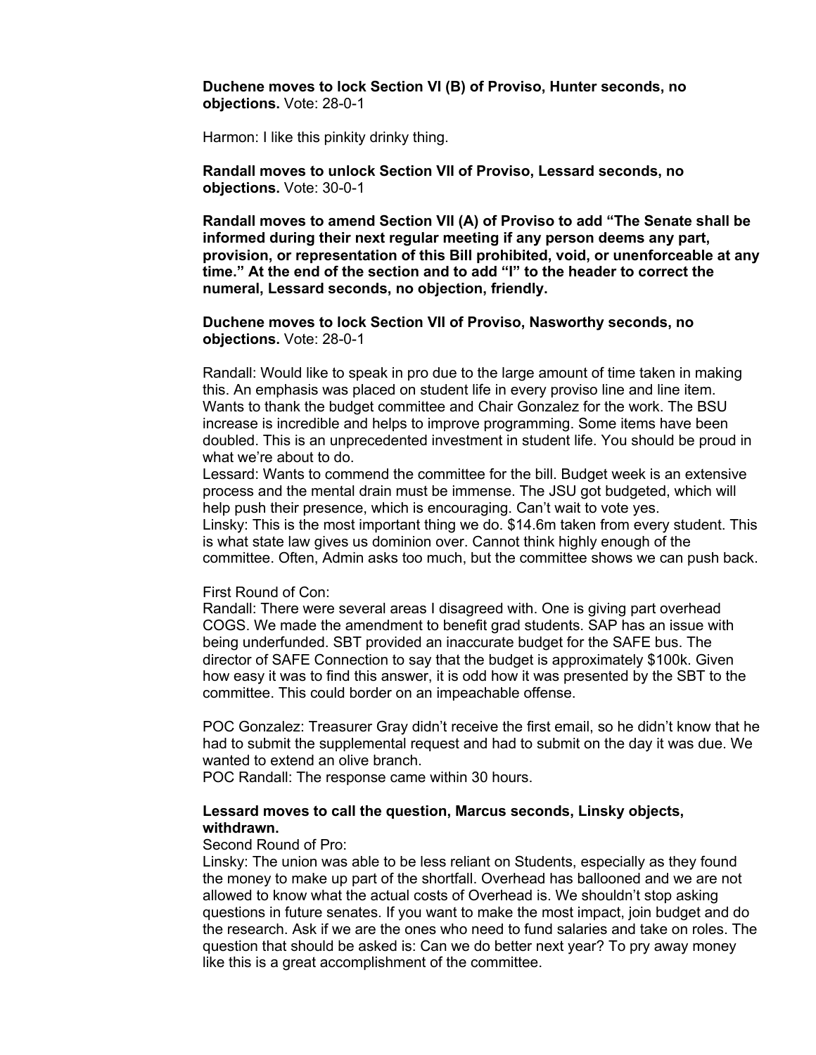**Duchene moves to lock Section VI (B) of Proviso, Hunter seconds, no objections.** Vote: 28-0-1

Harmon: I like this pinkity drinky thing.

**Randall moves to unlock Section VII of Proviso, Lessard seconds, no objections.** Vote: 30-0-1

**Randall moves to amend Section VII (A) of Proviso to add "The Senate shall be informed during their next regular meeting if any person deems any part, provision, or representation of this Bill prohibited, void, or unenforceable at any time." At the end of the section and to add "I" to the header to correct the numeral, Lessard seconds, no objection, friendly.**

**Duchene moves to lock Section VII of Proviso, Nasworthy seconds, no objections.** Vote: 28-0-1

Randall: Would like to speak in pro due to the large amount of time taken in making this. An emphasis was placed on student life in every proviso line and line item. Wants to thank the budget committee and Chair Gonzalez for the work. The BSU increase is incredible and helps to improve programming. Some items have been doubled. This is an unprecedented investment in student life. You should be proud in what we're about to do.
Lessard: Wants to commend the committee for the bill. Budget week is an extensive process and the mental drain must be immense. The JSU got budgeted, which will help push their presence, which is encouraging. Can't wait to vote yes.
Linsky: This is the most important thing we do. $14.6m taken from every student. This is what state law gives us dominion over. Cannot think highly enough of the committee. Often, Admin asks too much, but the committee shows we can push back.

First Round of Con:
Randall: There were several areas I disagreed with. One is giving part overhead COGS. We made the amendment to benefit grad students. SAP has an issue with being underfunded. SBT provided an inaccurate budget for the SAFE bus. The director of SAFE Connection to say that the budget is approximately $100k. Given how easy it was to find this answer, it is odd how it was presented by the SBT to the committee. This could border on an impeachable offense.

POC Gonzalez: Treasurer Gray didn't receive the first email, so he didn't know that he had to submit the supplemental request and had to submit on the day it was due. We wanted to extend an olive branch.
POC Randall: The response came within 30 hours.

**Lessard moves to call the question, Marcus seconds, Linsky objects, withdrawn.**
Second Round of Pro:
Linsky: The union was able to be less reliant on Students, especially as they found the money to make up part of the shortfall. Overhead has ballooned and we are not allowed to know what the actual costs of Overhead is. We shouldn't stop asking questions in future senates. If you want to make the most impact, join budget and do the research. Ask if we are the ones who need to fund salaries and take on roles. The question that should be asked is: Can we do better next year? To pry away money like this is a great accomplishment of the committee.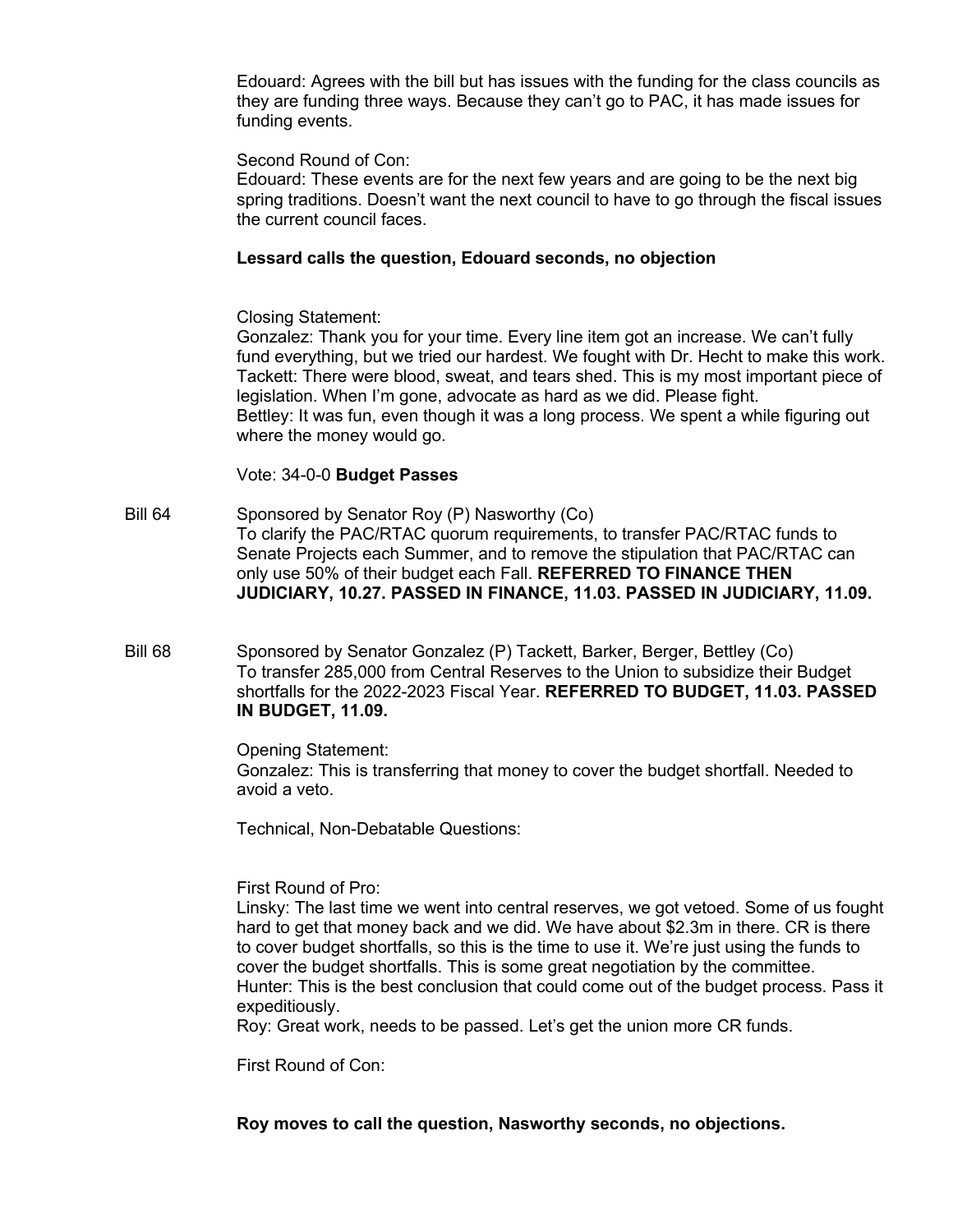Edouard: Agrees with the bill but has issues with the funding for the class councils as they are funding three ways. Because they can't go to PAC, it has made issues for funding events.

Second Round of Con:
Edouard: These events are for the next few years and are going to be the next big spring traditions. Doesn't want the next council to have to go through the fiscal issues the current council faces.

**Lessard calls the question, Edouard seconds, no objection**

Closing Statement:
Gonzalez: Thank you for your time. Every line item got an increase. We can't fully fund everything, but we tried our hardest. We fought with Dr. Hecht to make this work.
Tackett: There were blood, sweat, and tears shed. This is my most important piece of legislation. When I'm gone, advocate as hard as we did. Please fight.
Bettley: It was fun, even though it was a long process. We spent a while figuring out where the money would go.

Vote: 34-0-0 **Budget Passes**

Bill 64 — Sponsored by Senator Roy (P) Nasworthy (Co)
To clarify the PAC/RTAC quorum requirements, to transfer PAC/RTAC funds to Senate Projects each Summer, and to remove the stipulation that PAC/RTAC can only use 50% of their budget each Fall. **REFERRED TO FINANCE THEN JUDICIARY, 10.27. PASSED IN FINANCE, 11.03. PASSED IN JUDICIARY, 11.09.**

Bill 68 — Sponsored by Senator Gonzalez (P) Tackett, Barker, Berger, Bettley (Co)
To transfer 285,000 from Central Reserves to the Union to subsidize their Budget shortfalls for the 2022-2023 Fiscal Year. **REFERRED TO BUDGET, 11.03. PASSED IN BUDGET, 11.09.**

Opening Statement:
Gonzalez: This is transferring that money to cover the budget shortfall. Needed to avoid a veto.

Technical, Non-Debatable Questions:

First Round of Pro:
Linsky: The last time we went into central reserves, we got vetoed. Some of us fought hard to get that money back and we did. We have about $2.3m in there. CR is there to cover budget shortfalls, so this is the time to use it. We're just using the funds to cover the budget shortfalls. This is some great negotiation by the committee.
Hunter: This is the best conclusion that could come out of the budget process. Pass it expeditiously.
Roy: Great work, needs to be passed. Let's get the union more CR funds.

First Round of Con:

**Roy moves to call the question, Nasworthy seconds, no objections.**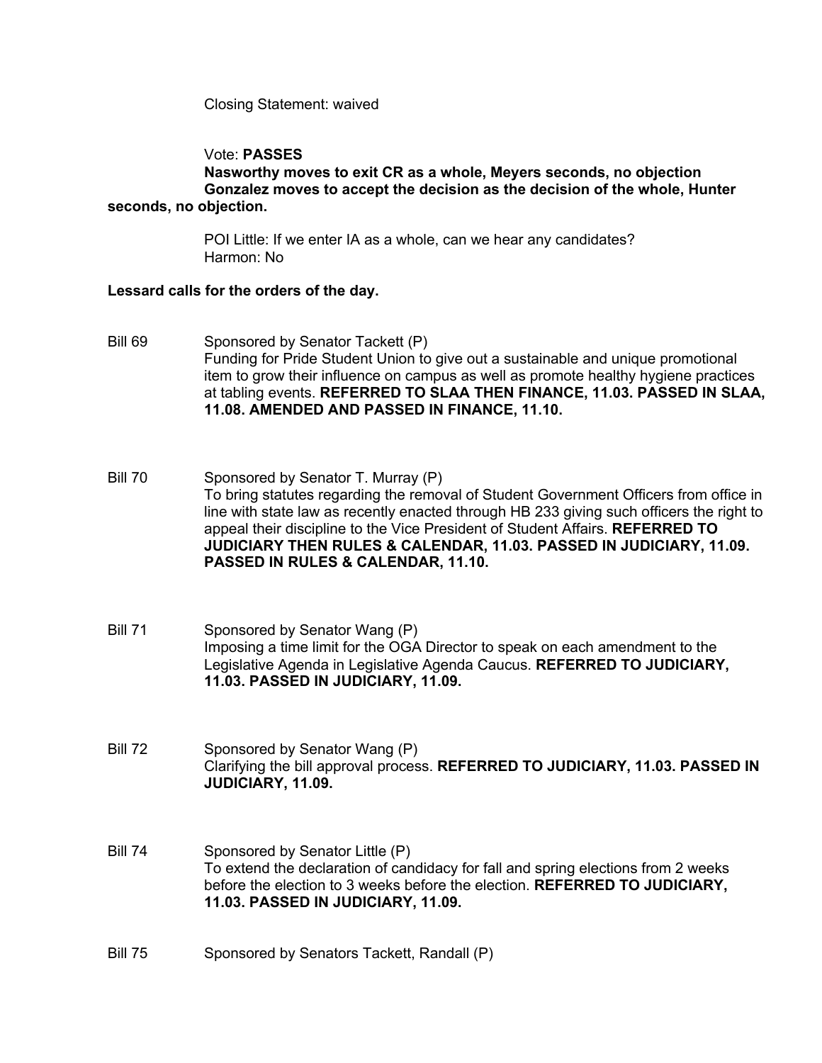Closing Statement: waived

Vote: **PASSES**

**Nasworthy moves to exit CR as a whole, Meyers seconds, no objection**

**Gonzalez moves to accept the decision as the decision of the whole, Hunter seconds, no objection.**

POI Little: If we enter IA as a whole, can we hear any candidates?
Harmon: No

**Lessard calls for the orders of the day.**

Bill 69 Sponsored by Senator Tackett (P)
Funding for Pride Student Union to give out a sustainable and unique promotional item to grow their influence on campus as well as promote healthy hygiene practices at tabling events. **REFERRED TO SLAA THEN FINANCE, 11.03. PASSED IN SLAA, 11.08. AMENDED AND PASSED IN FINANCE, 11.10.**

Bill 70 Sponsored by Senator T. Murray (P)
To bring statutes regarding the removal of Student Government Officers from office in line with state law as recently enacted through HB 233 giving such officers the right to appeal their discipline to the Vice President of Student Affairs. **REFERRED TO JUDICIARY THEN RULES & CALENDAR, 11.03. PASSED IN JUDICIARY, 11.09. PASSED IN RULES & CALENDAR, 11.10.**

Bill 71 Sponsored by Senator Wang (P)
Imposing a time limit for the OGA Director to speak on each amendment to the Legislative Agenda in Legislative Agenda Caucus. **REFERRED TO JUDICIARY, 11.03. PASSED IN JUDICIARY, 11.09.**

Bill 72 Sponsored by Senator Wang (P)
Clarifying the bill approval process. **REFERRED TO JUDICIARY, 11.03. PASSED IN JUDICIARY, 11.09.**

Bill 74 Sponsored by Senator Little (P)
To extend the declaration of candidacy for fall and spring elections from 2 weeks before the election to 3 weeks before the election. **REFERRED TO JUDICIARY, 11.03. PASSED IN JUDICIARY, 11.09.**

Bill 75 Sponsored by Senators Tackett, Randall (P)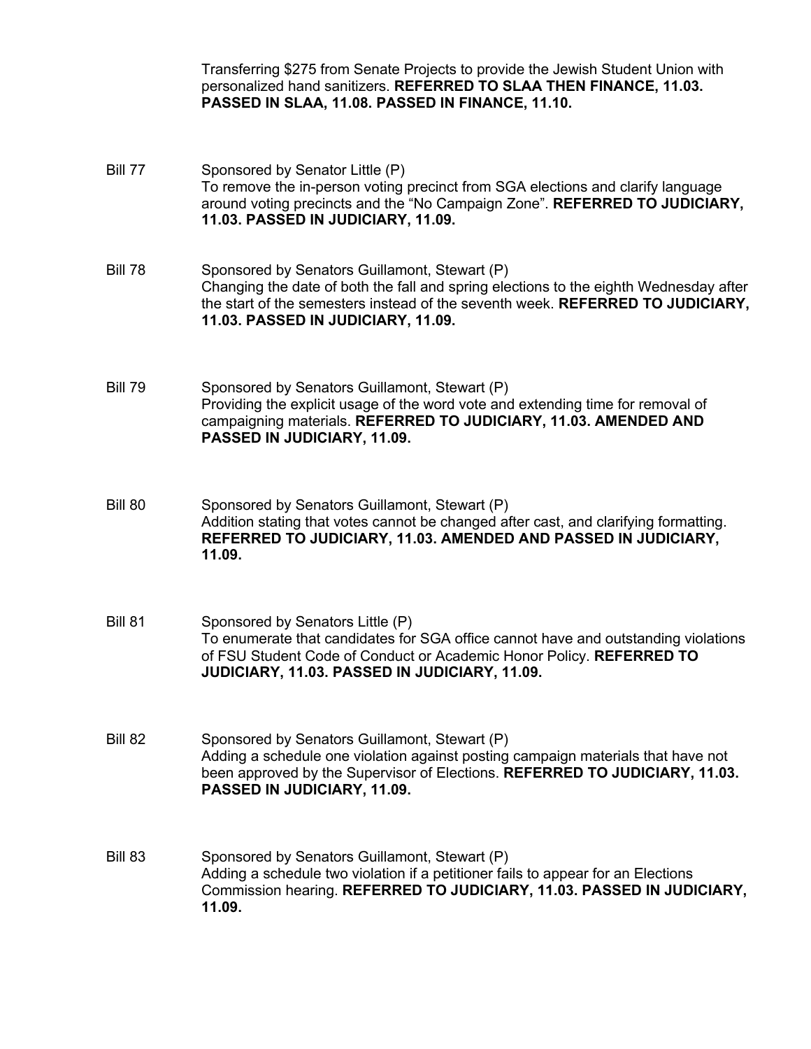Transferring $275 from Senate Projects to provide the Jewish Student Union with personalized hand sanitizers. **REFERRED TO SLAA THEN FINANCE, 11.03. PASSED IN SLAA, 11.08. PASSED IN FINANCE, 11.10.**

Bill 77 Sponsored by Senator Little (P)
To remove the in-person voting precinct from SGA elections and clarify language around voting precincts and the "No Campaign Zone". **REFERRED TO JUDICIARY, 11.03. PASSED IN JUDICIARY, 11.09.**

Bill 78 Sponsored by Senators Guillamont, Stewart (P)
Changing the date of both the fall and spring elections to the eighth Wednesday after the start of the semesters instead of the seventh week. **REFERRED TO JUDICIARY, 11.03. PASSED IN JUDICIARY, 11.09.**

Bill 79 Sponsored by Senators Guillamont, Stewart (P)
Providing the explicit usage of the word vote and extending time for removal of campaigning materials. **REFERRED TO JUDICIARY, 11.03. AMENDED AND PASSED IN JUDICIARY, 11.09.**

Bill 80 Sponsored by Senators Guillamont, Stewart (P)
Addition stating that votes cannot be changed after cast, and clarifying formatting. **REFERRED TO JUDICIARY, 11.03. AMENDED AND PASSED IN JUDICIARY, 11.09.**

Bill 81 Sponsored by Senators Little (P)
To enumerate that candidates for SGA office cannot have and outstanding violations of FSU Student Code of Conduct or Academic Honor Policy. **REFERRED TO JUDICIARY, 11.03. PASSED IN JUDICIARY, 11.09.**

Bill 82 Sponsored by Senators Guillamont, Stewart (P)
Adding a schedule one violation against posting campaign materials that have not been approved by the Supervisor of Elections. **REFERRED TO JUDICIARY, 11.03. PASSED IN JUDICIARY, 11.09.**

Bill 83 Sponsored by Senators Guillamont, Stewart (P)
Adding a schedule two violation if a petitioner fails to appear for an Elections Commission hearing. **REFERRED TO JUDICIARY, 11.03. PASSED IN JUDICIARY, 11.09.**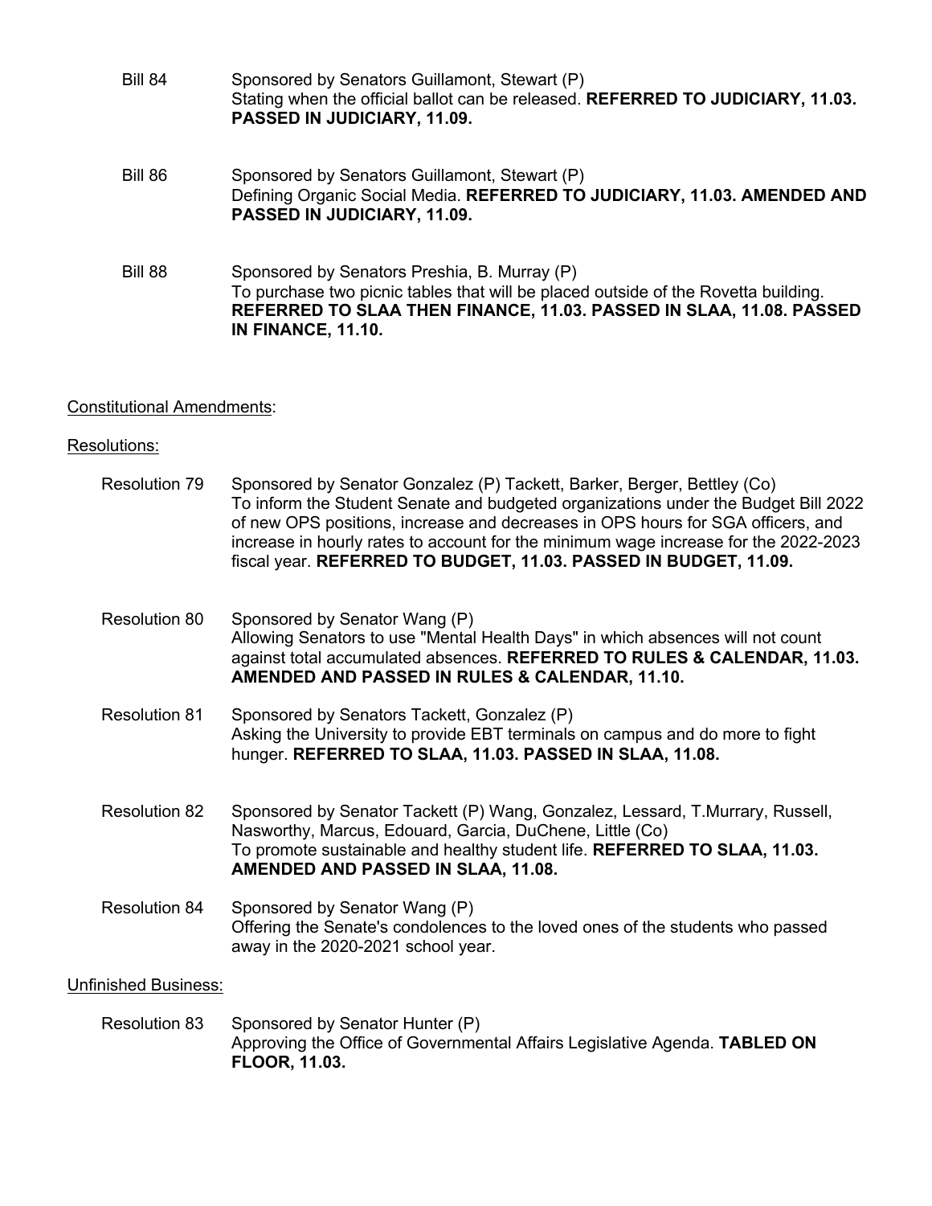Bill 84 Sponsored by Senators Guillamont, Stewart (P)
Stating when the official ballot can be released. **REFERRED TO JUDICIARY, 11.03. PASSED IN JUDICIARY, 11.09.**

Bill 86 Sponsored by Senators Guillamont, Stewart (P)
Defining Organic Social Media. **REFERRED TO JUDICIARY, 11.03. AMENDED AND PASSED IN JUDICIARY, 11.09.**

Bill 88 Sponsored by Senators Preshia, B. Murray (P)
To purchase two picnic tables that will be placed outside of the Rovetta building. **REFERRED TO SLAA THEN FINANCE, 11.03. PASSED IN SLAA, 11.08. PASSED IN FINANCE, 11.10.**

Constitutional Amendments:

Resolutions:

Resolution 79 Sponsored by Senator Gonzalez (P) Tackett, Barker, Berger, Bettley (Co)
To inform the Student Senate and budgeted organizations under the Budget Bill 2022 of new OPS positions, increase and decreases in OPS hours for SGA officers, and increase in hourly rates to account for the minimum wage increase for the 2022-2023 fiscal year. **REFERRED TO BUDGET, 11.03. PASSED IN BUDGET, 11.09.**

Resolution 80 Sponsored by Senator Wang (P)
Allowing Senators to use "Mental Health Days" in which absences will not count against total accumulated absences. **REFERRED TO RULES & CALENDAR, 11.03. AMENDED AND PASSED IN RULES & CALENDAR, 11.10.**

Resolution 81 Sponsored by Senators Tackett, Gonzalez (P)
Asking the University to provide EBT terminals on campus and do more to fight hunger. **REFERRED TO SLAA, 11.03. PASSED IN SLAA, 11.08.**

Resolution 82 Sponsored by Senator Tackett (P) Wang, Gonzalez, Lessard, T.Murrary, Russell, Nasworthy, Marcus, Edouard, Garcia, DuChene, Little (Co)
To promote sustainable and healthy student life. **REFERRED TO SLAA, 11.03. AMENDED AND PASSED IN SLAA, 11.08.**

Resolution 84 Sponsored by Senator Wang (P)
Offering the Senate's condolences to the loved ones of the students who passed away in the 2020-2021 school year.

Unfinished Business:

Resolution 83 Sponsored by Senator Hunter (P)
Approving the Office of Governmental Affairs Legislative Agenda. **TABLED ON FLOOR, 11.03.**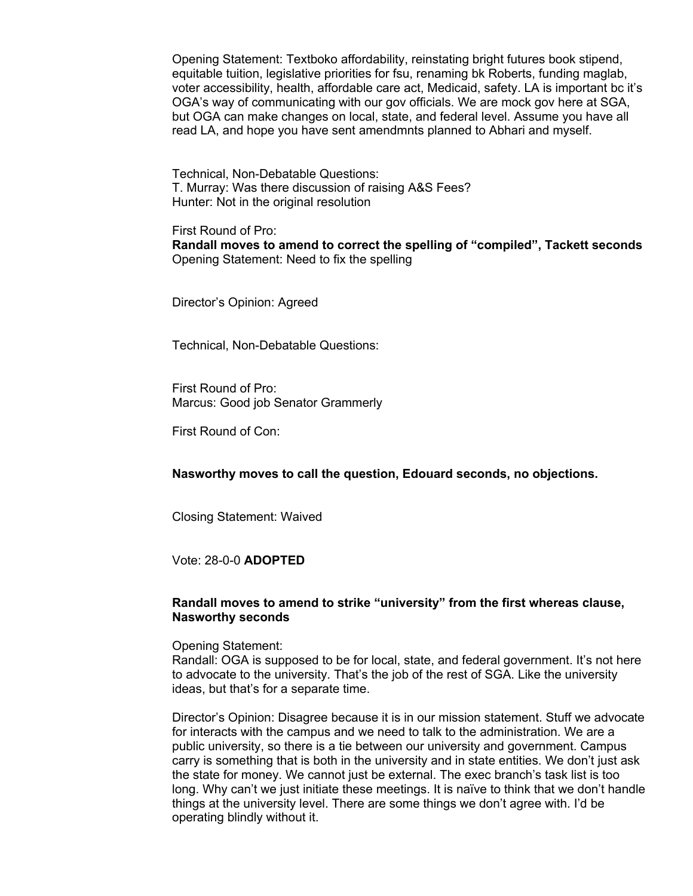Opening Statement: Textboko affordability, reinstating bright futures book stipend, equitable tuition, legislative priorities for fsu, renaming bk Roberts, funding maglab, voter accessibility, health, affordable care act, Medicaid, safety. LA is important bc it's OGA's way of communicating with our gov officials. We are mock gov here at SGA, but OGA can make changes on local, state, and federal level. Assume you have all read LA, and hope you have sent amendmnts planned to Abhari and myself.

Technical, Non-Debatable Questions:
T. Murray: Was there discussion of raising A&S Fees?
Hunter: Not in the original resolution

First Round of Pro:
**Randall moves to amend to correct the spelling of "compiled", Tackett seconds**
Opening Statement: Need to fix the spelling

Director's Opinion: Agreed

Technical, Non-Debatable Questions:

First Round of Pro:
Marcus: Good job Senator Grammerly

First Round of Con:

**Nasworthy moves to call the question, Edouard seconds, no objections.**

Closing Statement: Waived

Vote: 28-0-0 **ADOPTED**

**Randall moves to amend to strike "university" from the first whereas clause, Nasworthy seconds**

Opening Statement:
Randall: OGA is supposed to be for local, state, and federal government. It's not here to advocate to the university. That's the job of the rest of SGA. Like the university ideas, but that's for a separate time.

Director's Opinion: Disagree because it is in our mission statement. Stuff we advocate for interacts with the campus and we need to talk to the administration. We are a public university, so there is a tie between our university and government. Campus carry is something that is both in the university and in state entities. We don't just ask the state for money. We cannot just be external. The exec branch's task list is too long. Why can't we just initiate these meetings. It is naïve to think that we don't handle things at the university level. There are some things we don't agree with. I'd be operating blindly without it.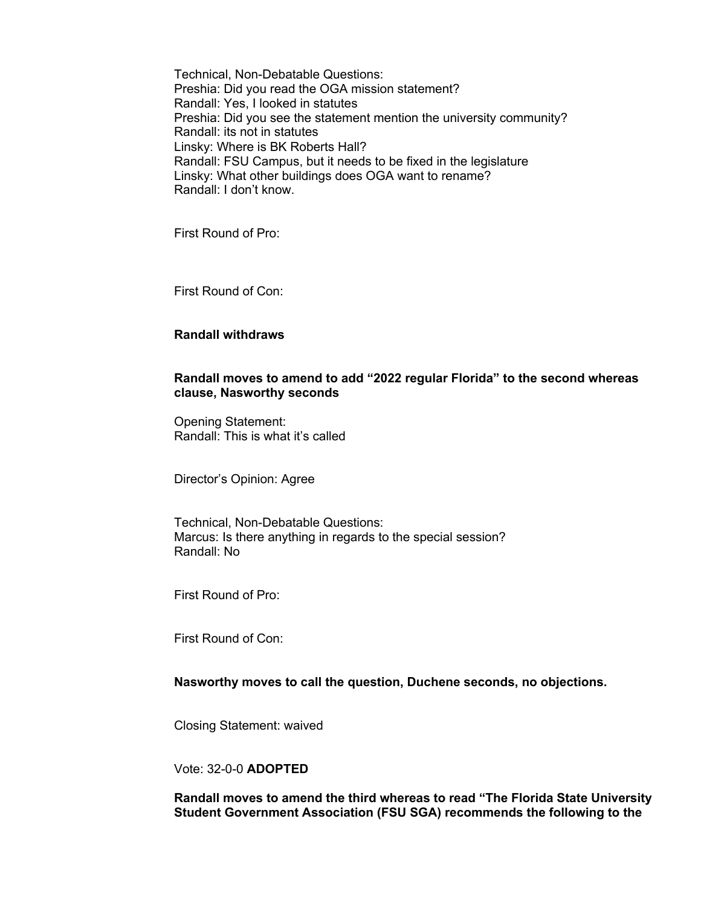Technical, Non-Debatable Questions:
Preshia: Did you read the OGA mission statement?
Randall: Yes, I looked in statutes
Preshia: Did you see the statement mention the university community?
Randall: its not in statutes
Linsky: Where is BK Roberts Hall?
Randall: FSU Campus, but it needs to be fixed in the legislature
Linsky: What other buildings does OGA want to rename?
Randall: I don't know.

First Round of Pro:

First Round of Con:

**Randall withdraws**

**Randall moves to amend to add "2022 regular Florida" to the second whereas clause, Nasworthy seconds**

Opening Statement:
Randall: This is what it's called

Director's Opinion: Agree

Technical, Non-Debatable Questions:
Marcus: Is there anything in regards to the special session?
Randall: No

First Round of Pro:

First Round of Con:

**Nasworthy moves to call the question, Duchene seconds, no objections.**

Closing Statement: waived

Vote: 32-0-0 **ADOPTED**

**Randall moves to amend the third whereas to read "The Florida State University Student Government Association (FSU SGA) recommends the following to the**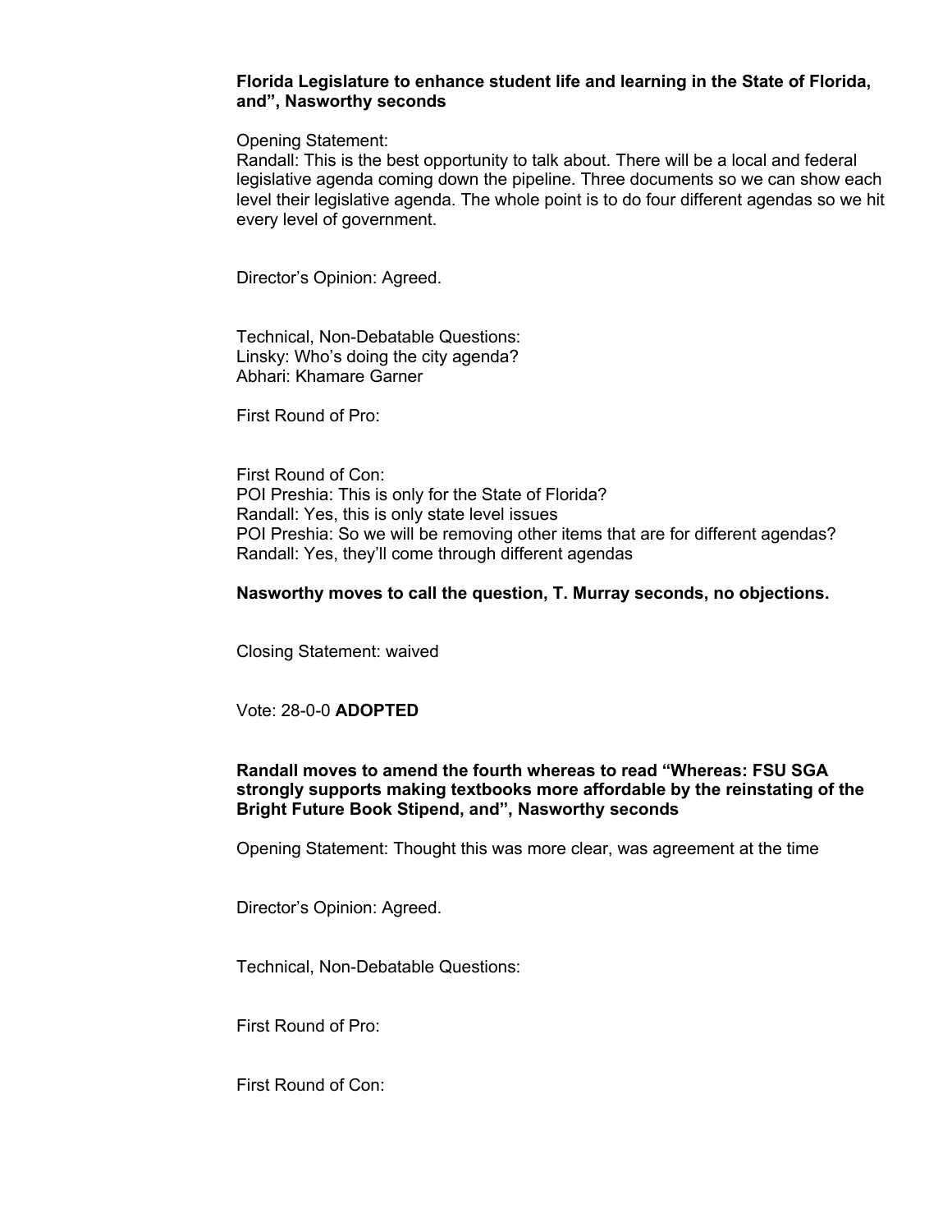**Florida Legislature to enhance student life and learning in the State of Florida, and", Nasworthy seconds**

Opening Statement:
Randall: This is the best opportunity to talk about. There will be a local and federal legislative agenda coming down the pipeline. Three documents so we can show each level their legislative agenda. The whole point is to do four different agendas so we hit every level of government.

Director's Opinion: Agreed.

Technical, Non-Debatable Questions:
Linsky: Who's doing the city agenda?
Abhari: Khamare Garner

First Round of Pro:

First Round of Con:
POI Preshia: This is only for the State of Florida?
Randall: Yes, this is only state level issues
POI Preshia: So we will be removing other items that are for different agendas?
Randall: Yes, they'll come through different agendas

**Nasworthy moves to call the question, T. Murray seconds, no objections.**

Closing Statement: waived

Vote: 28-0-0 **ADOPTED**

**Randall moves to amend the fourth whereas to read "Whereas: FSU SGA strongly supports making textbooks more affordable by the reinstating of the Bright Future Book Stipend, and", Nasworthy seconds**

Opening Statement: Thought this was more clear, was agreement at the time

Director's Opinion: Agreed.

Technical, Non-Debatable Questions:

First Round of Pro:

First Round of Con: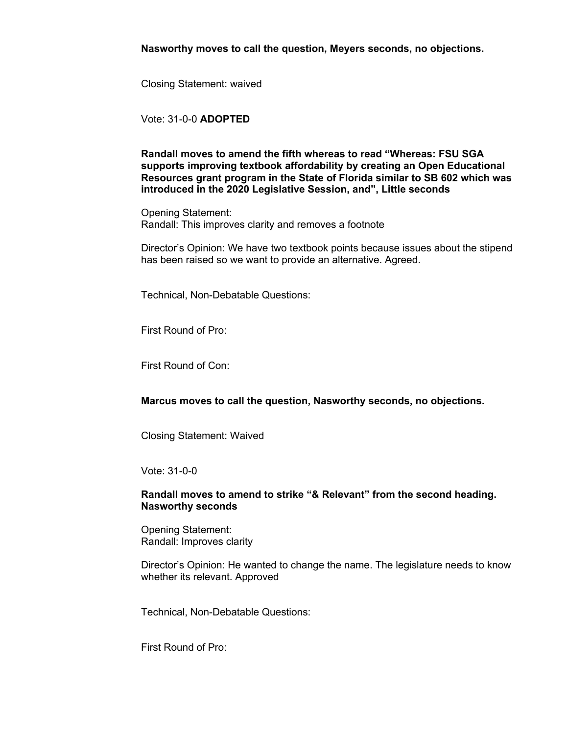**Nasworthy moves to call the question, Meyers seconds, no objections.**

Closing Statement: waived

Vote: 31-0-0 **ADOPTED**

**Randall moves to amend the fifth whereas to read "Whereas: FSU SGA supports improving textbook affordability by creating an Open Educational Resources grant program in the State of Florida similar to SB 602 which was introduced in the 2020 Legislative Session, and", Little seconds**

Opening Statement:
Randall: This improves clarity and removes a footnote

Director's Opinion: We have two textbook points because issues about the stipend has been raised so we want to provide an alternative. Agreed.

Technical, Non-Debatable Questions:

First Round of Pro:

First Round of Con:

**Marcus moves to call the question, Nasworthy seconds, no objections.**

Closing Statement: Waived

Vote: 31-0-0

**Randall moves to amend to strike "& Relevant" from the second heading. Nasworthy seconds**

Opening Statement:
Randall: Improves clarity

Director's Opinion: He wanted to change the name. The legislature needs to know whether its relevant. Approved

Technical, Non-Debatable Questions:

First Round of Pro: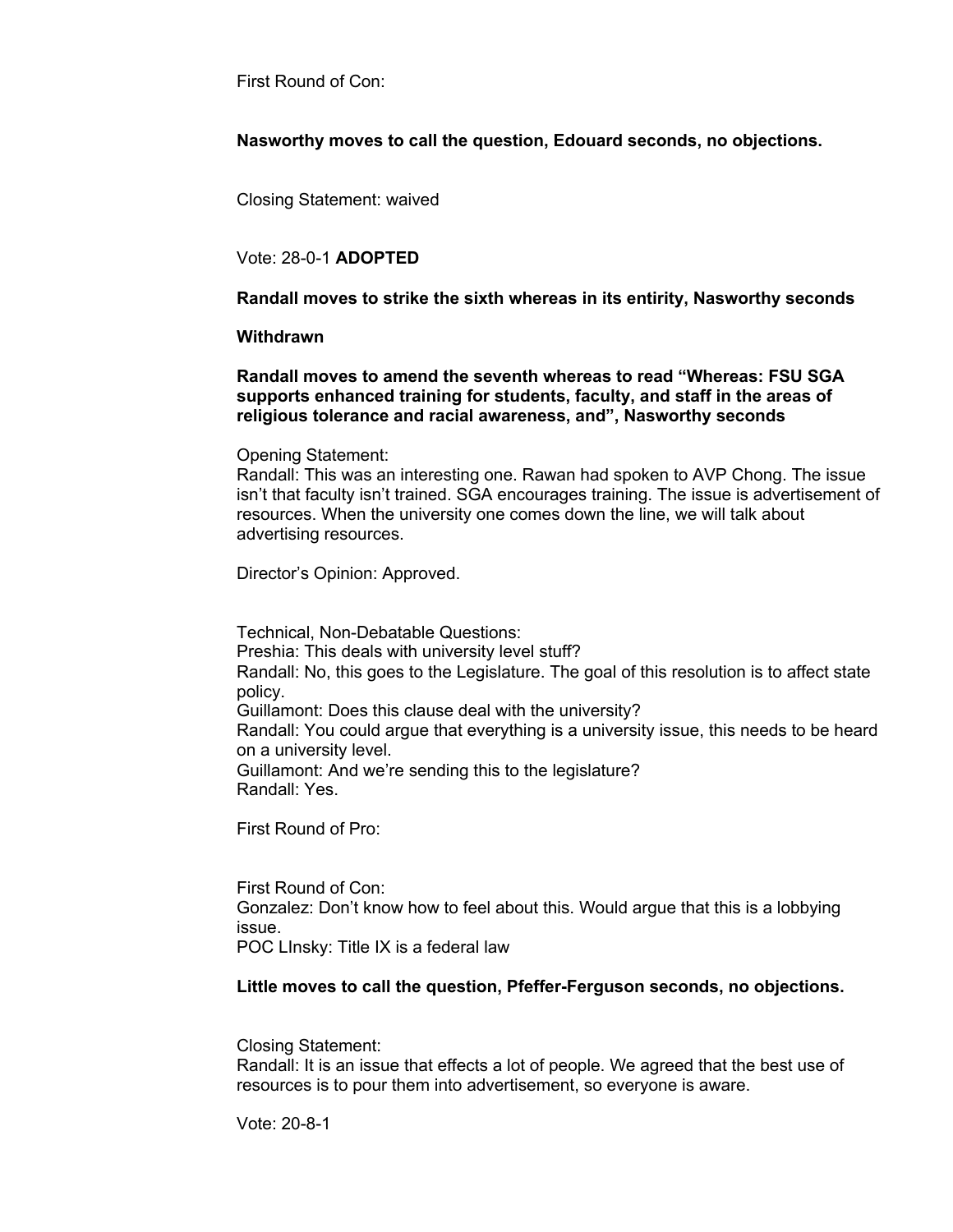First Round of Con:

**Nasworthy moves to call the question, Edouard seconds, no objections.**

Closing Statement: waived

Vote: 28-0-1 **ADOPTED**

**Randall moves to strike the sixth whereas in its entirity, Nasworthy seconds**

**Withdrawn**

**Randall moves to amend the seventh whereas to read "Whereas: FSU SGA supports enhanced training for students, faculty, and staff in the areas of religious tolerance and racial awareness, and", Nasworthy seconds**

Opening Statement:
Randall: This was an interesting one. Rawan had spoken to AVP Chong. The issue isn't that faculty isn't trained. SGA encourages training. The issue is advertisement of resources. When the university one comes down the line, we will talk about advertising resources.

Director's Opinion: Approved.

Technical, Non-Debatable Questions:
Preshia: This deals with university level stuff?
Randall: No, this goes to the Legislature. The goal of this resolution is to affect state policy.
Guillamont: Does this clause deal with the university?
Randall: You could argue that everything is a university issue, this needs to be heard on a university level.
Guillamont: And we're sending this to the legislature?
Randall: Yes.

First Round of Pro:

First Round of Con:
Gonzalez: Don't know how to feel about this. Would argue that this is a lobbying issue.
POC LInsky: Title IX is a federal law

**Little moves to call the question, Pfeffer-Ferguson seconds, no objections.**

Closing Statement:
Randall: It is an issue that effects a lot of people. We agreed that the best use of resources is to pour them into advertisement, so everyone is aware.

Vote: 20-8-1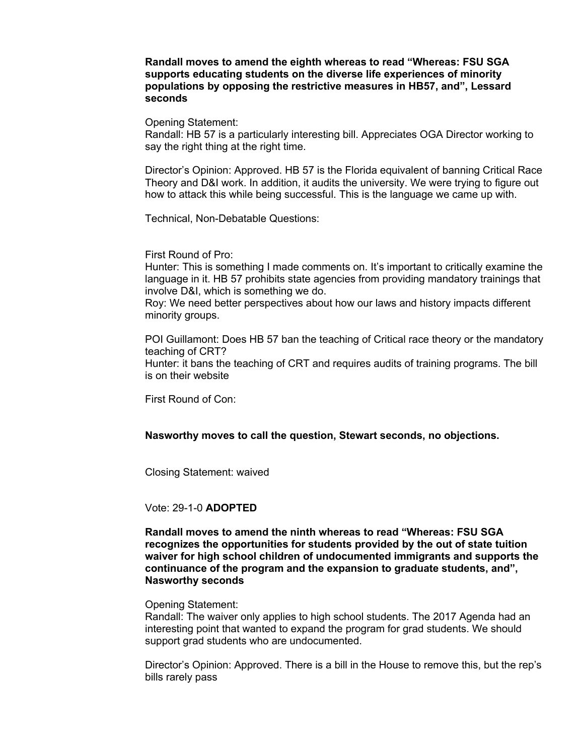**Randall moves to amend the eighth whereas to read “Whereas: FSU SGA supports educating students on the diverse life experiences of minority populations by opposing the restrictive measures in HB57, and”, Lessard seconds**

Opening Statement:
Randall: HB 57 is a particularly interesting bill. Appreciates OGA Director working to say the right thing at the right time.

Director’s Opinion: Approved. HB 57 is the Florida equivalent of banning Critical Race Theory and D&I work. In addition, it audits the university. We were trying to figure out how to attack this while being successful. This is the language we came up with.

Technical, Non-Debatable Questions:

First Round of Pro:
Hunter: This is something I made comments on. It’s important to critically examine the language in it. HB 57 prohibits state agencies from providing mandatory trainings that involve D&I, which is something we do.
Roy: We need better perspectives about how our laws and history impacts different minority groups.

POI Guillamont: Does HB 57 ban the teaching of Critical race theory or the mandatory teaching of CRT?
Hunter: it bans the teaching of CRT and requires audits of training programs. The bill is on their website

First Round of Con:

**Nasworthy moves to call the question, Stewart seconds, no objections.**

Closing Statement: waived

Vote: 29-1-0 **ADOPTED**

**Randall moves to amend the ninth whereas to read “Whereas: FSU SGA recognizes the opportunities for students provided by the out of state tuition waiver for high school children of undocumented immigrants and supports the continuance of the program and the expansion to graduate students, and”, Nasworthy seconds**

Opening Statement:
Randall: The waiver only applies to high school students. The 2017 Agenda had an interesting point that wanted to expand the program for grad students. We should support grad students who are undocumented.

Director’s Opinion: Approved. There is a bill in the House to remove this, but the rep’s bills rarely pass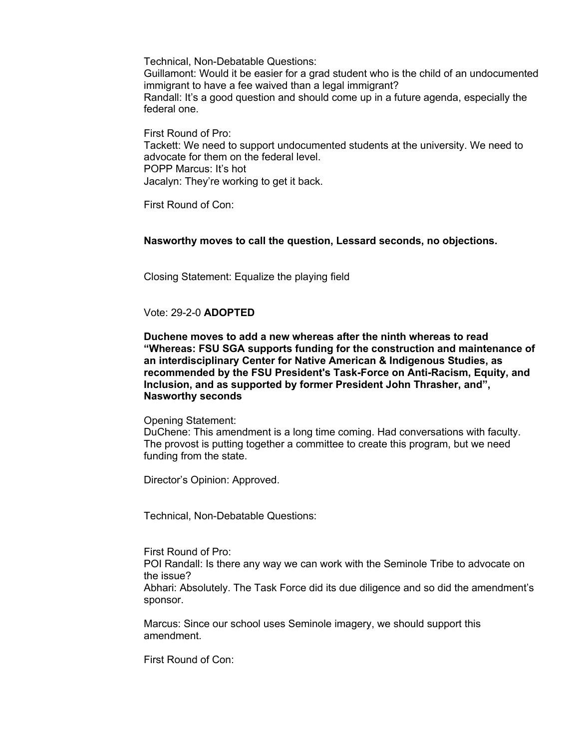Technical, Non-Debatable Questions:
Guillamont: Would it be easier for a grad student who is the child of an undocumented immigrant to have a fee waived than a legal immigrant?
Randall: It's a good question and should come up in a future agenda, especially the federal one.

First Round of Pro:
Tackett: We need to support undocumented students at the university. We need to advocate for them on the federal level.
POPP Marcus: It's hot
Jacalyn: They're working to get it back.

First Round of Con:

**Nasworthy moves to call the question, Lessard seconds, no objections.**

Closing Statement: Equalize the playing field

Vote: 29-2-0 **ADOPTED**

**Duchene moves to add a new whereas after the ninth whereas to read "Whereas: FSU SGA supports funding for the construction and maintenance of an interdisciplinary Center for Native American & Indigenous Studies, as recommended by the FSU President's Task-Force on Anti-Racism, Equity, and Inclusion, and as supported by former President John Thrasher, and", Nasworthy seconds**

Opening Statement:
DuChene: This amendment is a long time coming. Had conversations with faculty. The provost is putting together a committee to create this program, but we need funding from the state.

Director's Opinion: Approved.

Technical, Non-Debatable Questions:

First Round of Pro:
POI Randall: Is there any way we can work with the Seminole Tribe to advocate on the issue?
Abhari: Absolutely. The Task Force did its due diligence and so did the amendment's sponsor.

Marcus: Since our school uses Seminole imagery, we should support this amendment.

First Round of Con: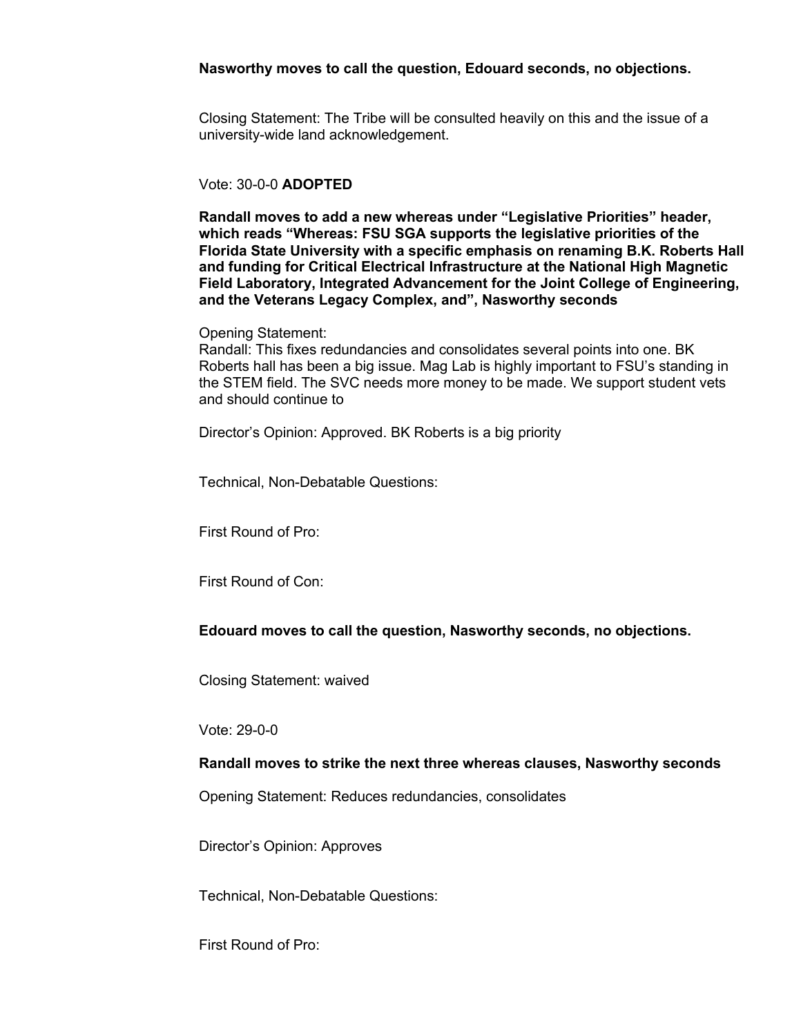**Nasworthy moves to call the question, Edouard seconds, no objections.**

Closing Statement: The Tribe will be consulted heavily on this and the issue of a university-wide land acknowledgement.

Vote: 30-0-0 **ADOPTED**

**Randall moves to add a new whereas under "Legislative Priorities" header, which reads "Whereas: FSU SGA supports the legislative priorities of the Florida State University with a specific emphasis on renaming B.K. Roberts Hall and funding for Critical Electrical Infrastructure at the National High Magnetic Field Laboratory, Integrated Advancement for the Joint College of Engineering, and the Veterans Legacy Complex, and", Nasworthy seconds**

Opening Statement:
Randall: This fixes redundancies and consolidates several points into one. BK Roberts hall has been a big issue. Mag Lab is highly important to FSU's standing in the STEM field. The SVC needs more money to be made. We support student vets and should continue to

Director's Opinion: Approved. BK Roberts is a big priority

Technical, Non-Debatable Questions:

First Round of Pro:

First Round of Con:

**Edouard moves to call the question, Nasworthy seconds, no objections.**

Closing Statement: waived

Vote: 29-0-0

**Randall moves to strike the next three whereas clauses, Nasworthy seconds**

Opening Statement: Reduces redundancies, consolidates

Director's Opinion: Approves

Technical, Non-Debatable Questions:

First Round of Pro: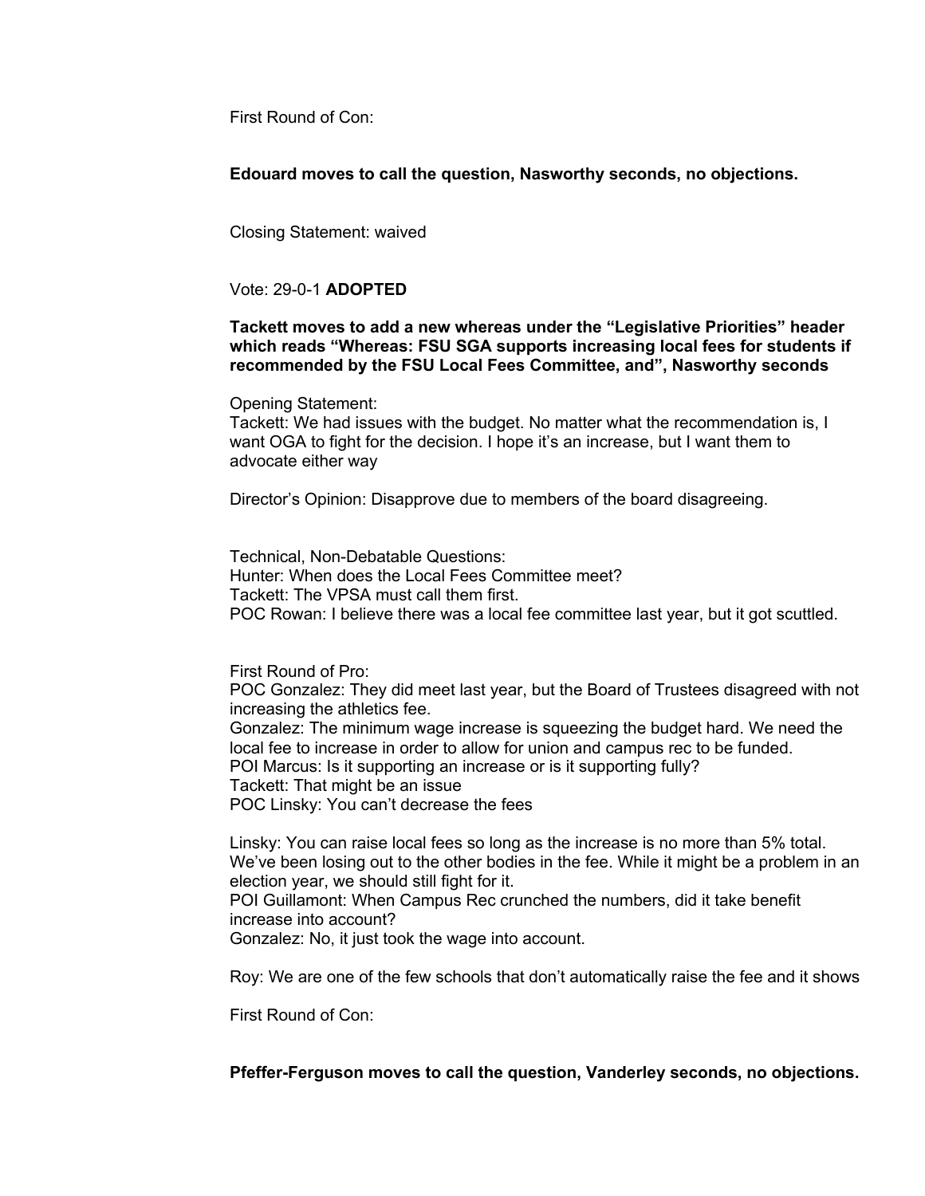First Round of Con:

**Edouard moves to call the question, Nasworthy seconds, no objections.**

Closing Statement: waived

Vote: 29-0-1 **ADOPTED**

**Tackett moves to add a new whereas under the "Legislative Priorities" header which reads "Whereas: FSU SGA supports increasing local fees for students if recommended by the FSU Local Fees Committee, and", Nasworthy seconds**

Opening Statement:
Tackett: We had issues with the budget. No matter what the recommendation is, I want OGA to fight for the decision. I hope it's an increase, but I want them to advocate either way

Director's Opinion: Disapprove due to members of the board disagreeing.

Technical, Non-Debatable Questions:
Hunter: When does the Local Fees Committee meet?
Tackett: The VPSA must call them first.
POC Rowan: I believe there was a local fee committee last year, but it got scuttled.

First Round of Pro:
POC Gonzalez: They did meet last year, but the Board of Trustees disagreed with not increasing the athletics fee.
Gonzalez: The minimum wage increase is squeezing the budget hard. We need the local fee to increase in order to allow for union and campus rec to be funded.
POI Marcus: Is it supporting an increase or is it supporting fully?
Tackett: That might be an issue
POC Linsky: You can't decrease the fees

Linsky: You can raise local fees so long as the increase is no more than 5% total. We've been losing out to the other bodies in the fee. While it might be a problem in an election year, we should still fight for it.
POI Guillamont: When Campus Rec crunched the numbers, did it take benefit increase into account?
Gonzalez: No, it just took the wage into account.

Roy: We are one of the few schools that don't automatically raise the fee and it shows

First Round of Con:

**Pfeffer-Ferguson moves to call the question, Vanderley seconds, no objections.**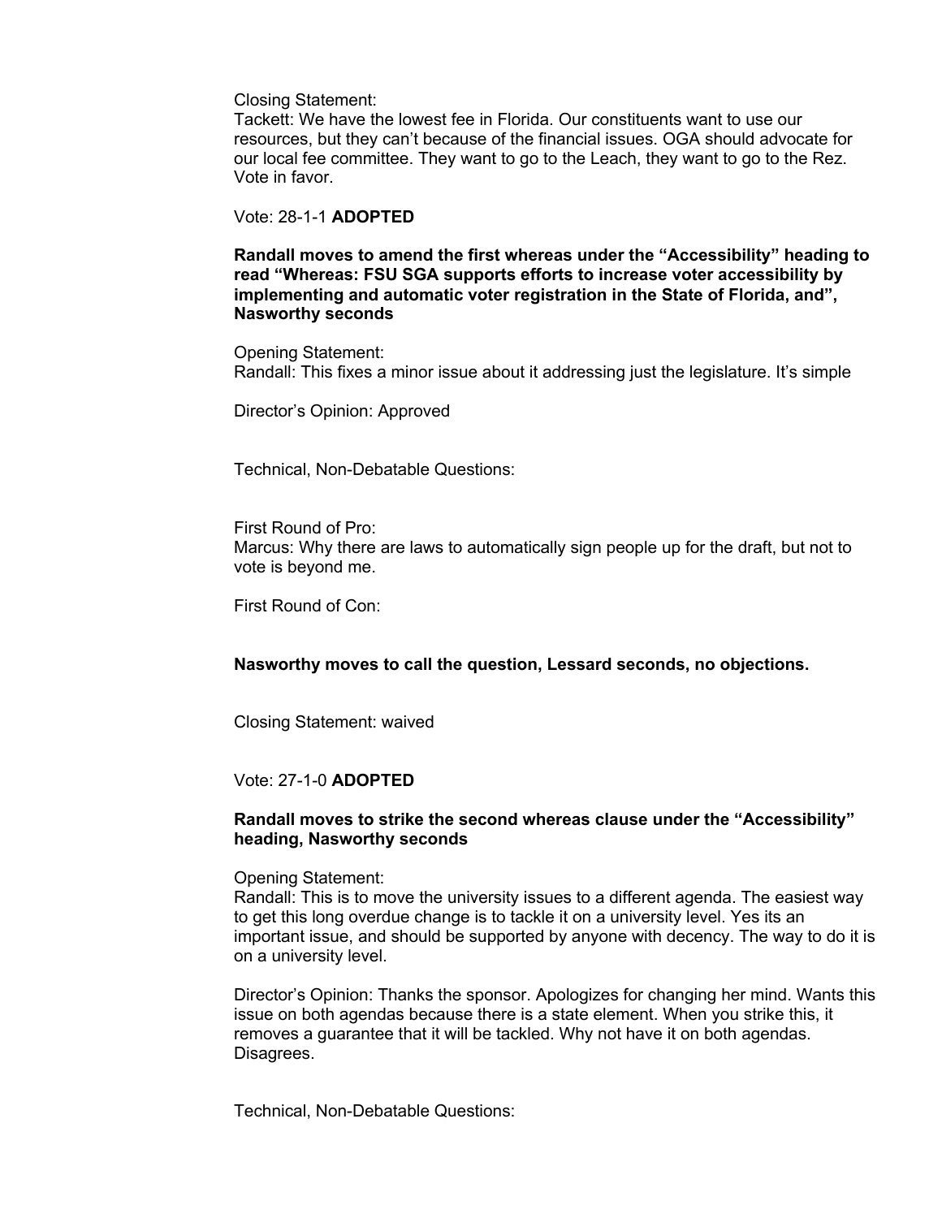Closing Statement:
Tackett: We have the lowest fee in Florida. Our constituents want to use our resources, but they can't because of the financial issues. OGA should advocate for our local fee committee. They want to go to the Leach, they want to go to the Rez. Vote in favor.

Vote: 28-1-1 **ADOPTED**

**Randall moves to amend the first whereas under the "Accessibility" heading to read "Whereas: FSU SGA supports efforts to increase voter accessibility by implementing and automatic voter registration in the State of Florida, and", Nasworthy seconds**

Opening Statement:
Randall: This fixes a minor issue about it addressing just the legislature. It's simple

Director's Opinion: Approved

Technical, Non-Debatable Questions:

First Round of Pro:
Marcus: Why there are laws to automatically sign people up for the draft, but not to vote is beyond me.

First Round of Con:

**Nasworthy moves to call the question, Lessard seconds, no objections.**

Closing Statement: waived

Vote: 27-1-0 **ADOPTED**

**Randall moves to strike the second whereas clause under the "Accessibility" heading, Nasworthy seconds**

Opening Statement:
Randall: This is to move the university issues to a different agenda. The easiest way to get this long overdue change is to tackle it on a university level. Yes its an important issue, and should be supported by anyone with decency. The way to do it is on a university level.

Director's Opinion: Thanks the sponsor. Apologizes for changing her mind. Wants this issue on both agendas because there is a state element. When you strike this, it removes a guarantee that it will be tackled. Why not have it on both agendas. Disagrees.

Technical, Non-Debatable Questions: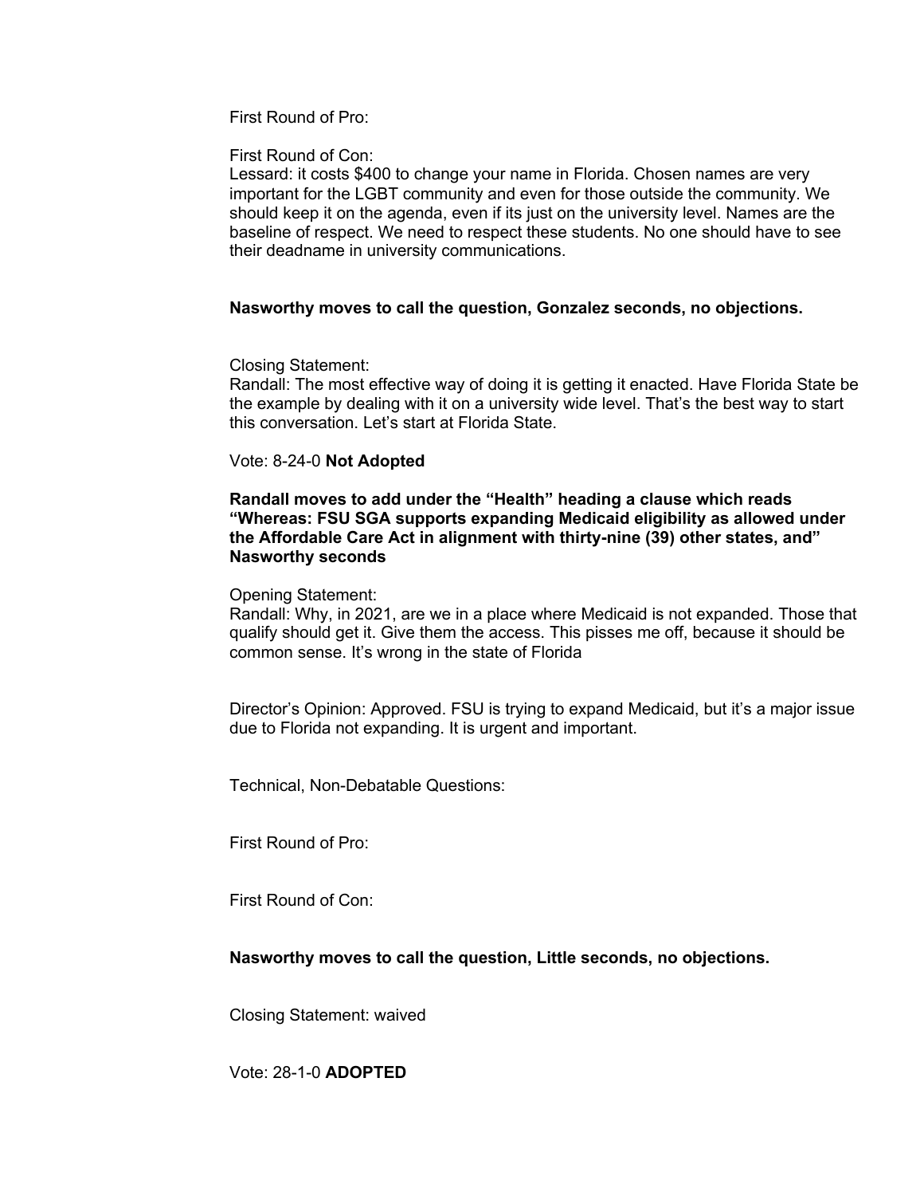First Round of Pro:

First Round of Con:
Lessard: it costs $400 to change your name in Florida. Chosen names are very important for the LGBT community and even for those outside the community. We should keep it on the agenda, even if its just on the university level. Names are the baseline of respect. We need to respect these students. No one should have to see their deadname in university communications.

**Nasworthy moves to call the question, Gonzalez seconds, no objections.**

Closing Statement:
Randall: The most effective way of doing it is getting it enacted. Have Florida State be the example by dealing with it on a university wide level. That's the best way to start this conversation. Let's start at Florida State.

Vote: 8-24-0 **Not Adopted**

**Randall moves to add under the "Health" heading a clause which reads "Whereas: FSU SGA supports expanding Medicaid eligibility as allowed under the Affordable Care Act in alignment with thirty-nine (39) other states, and" Nasworthy seconds**

Opening Statement:
Randall: Why, in 2021, are we in a place where Medicaid is not expanded. Those that qualify should get it. Give them the access. This pisses me off, because it should be common sense. It's wrong in the state of Florida

Director's Opinion: Approved. FSU is trying to expand Medicaid, but it's a major issue due to Florida not expanding. It is urgent and important.

Technical, Non-Debatable Questions:

First Round of Pro:

First Round of Con:

**Nasworthy moves to call the question, Little seconds, no objections.**

Closing Statement: waived

Vote: 28-1-0 **ADOPTED**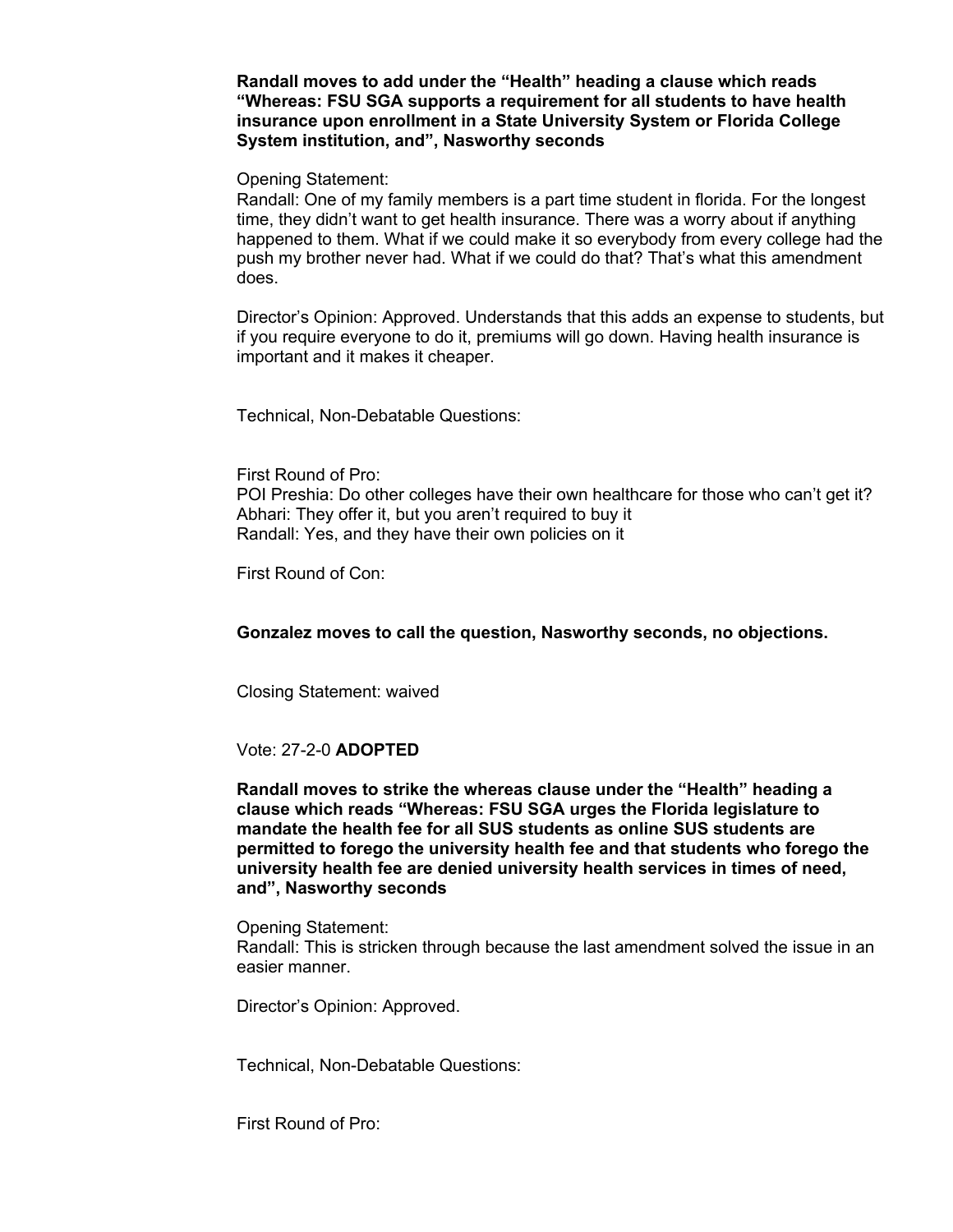**Randall moves to add under the "Health" heading a clause which reads "Whereas: FSU SGA supports a requirement for all students to have health insurance upon enrollment in a State University System or Florida College System institution, and", Nasworthy seconds**

Opening Statement:
Randall: One of my family members is a part time student in florida. For the longest time, they didn't want to get health insurance. There was a worry about if anything happened to them. What if we could make it so everybody from every college had the push my brother never had. What if we could do that? That's what this amendment does.

Director's Opinion: Approved. Understands that this adds an expense to students, but if you require everyone to do it, premiums will go down. Having health insurance is important and it makes it cheaper.

Technical, Non-Debatable Questions:

First Round of Pro:
POI Preshia: Do other colleges have their own healthcare for those who can't get it?
Abhari: They offer it, but you aren't required to buy it
Randall: Yes, and they have their own policies on it

First Round of Con:

**Gonzalez moves to call the question, Nasworthy seconds, no objections.**

Closing Statement: waived

Vote: 27-2-0 **ADOPTED**

**Randall moves to strike the whereas clause under the "Health" heading a clause which reads "Whereas: FSU SGA urges the Florida legislature to mandate the health fee for all SUS students as online SUS students are permitted to forego the university health fee and that students who forego the university health fee are denied university health services in times of need, and", Nasworthy seconds**

Opening Statement:
Randall: This is stricken through because the last amendment solved the issue in an easier manner.

Director's Opinion: Approved.

Technical, Non-Debatable Questions:

First Round of Pro: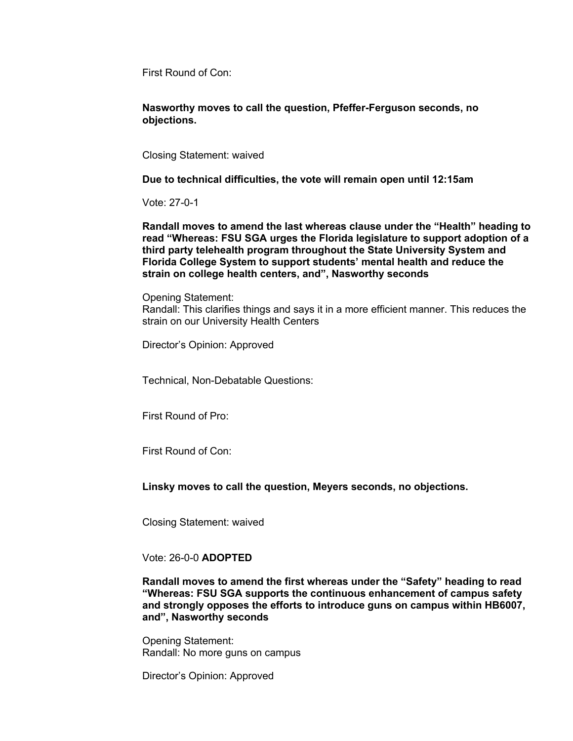First Round of Con:

**Nasworthy moves to call the question, Pfeffer-Ferguson seconds, no objections.**

Closing Statement: waived

**Due to technical difficulties, the vote will remain open until 12:15am**

Vote: 27-0-1

**Randall moves to amend the last whereas clause under the "Health" heading to read "Whereas: FSU SGA urges the Florida legislature to support adoption of a third party telehealth program throughout the State University System and Florida College System to support students' mental health and reduce the strain on college health centers, and", Nasworthy seconds**

Opening Statement:
Randall: This clarifies things and says it in a more efficient manner. This reduces the strain on our University Health Centers

Director's Opinion: Approved

Technical, Non-Debatable Questions:

First Round of Pro:

First Round of Con:

**Linsky moves to call the question, Meyers seconds, no objections.**

Closing Statement: waived

Vote: 26-0-0 **ADOPTED**

**Randall moves to amend the first whereas under the "Safety" heading to read "Whereas: FSU SGA supports the continuous enhancement of campus safety and strongly opposes the efforts to introduce guns on campus within HB6007, and", Nasworthy seconds**

Opening Statement:
Randall: No more guns on campus

Director's Opinion: Approved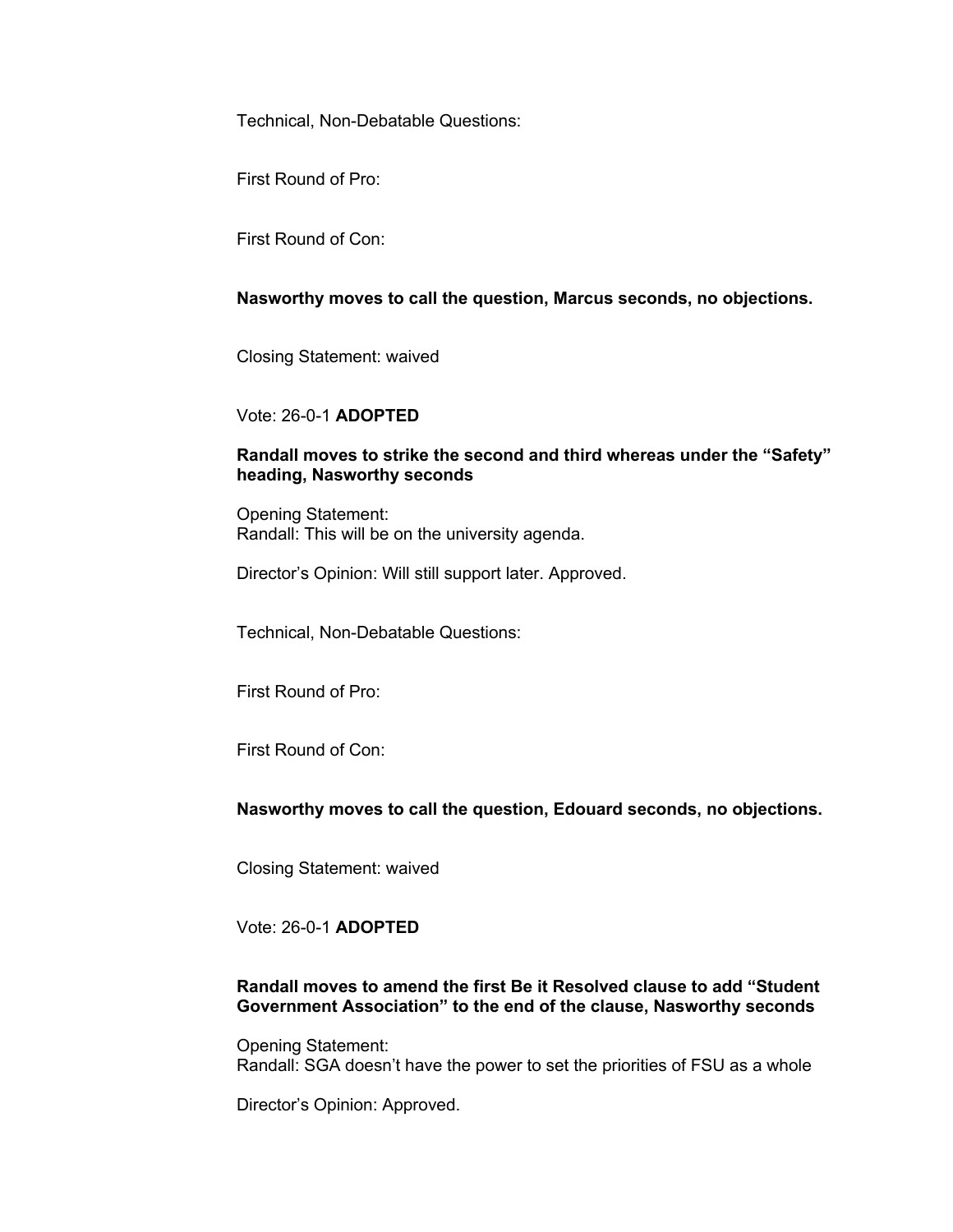Technical, Non-Debatable Questions:

First Round of Pro:

First Round of Con:

**Nasworthy moves to call the question, Marcus seconds, no objections.**

Closing Statement: waived

Vote: 26-0-1 **ADOPTED**

**Randall moves to strike the second and third whereas under the "Safety" heading, Nasworthy seconds**

Opening Statement:
Randall: This will be on the university agenda.

Director's Opinion: Will still support later. Approved.

Technical, Non-Debatable Questions:

First Round of Pro:

First Round of Con:

**Nasworthy moves to call the question, Edouard seconds, no objections.**

Closing Statement: waived

Vote: 26-0-1 **ADOPTED**

**Randall moves to amend the first Be it Resolved clause to add "Student Government Association" to the end of the clause, Nasworthy seconds**

Opening Statement:
Randall: SGA doesn't have the power to set the priorities of FSU as a whole

Director's Opinion: Approved.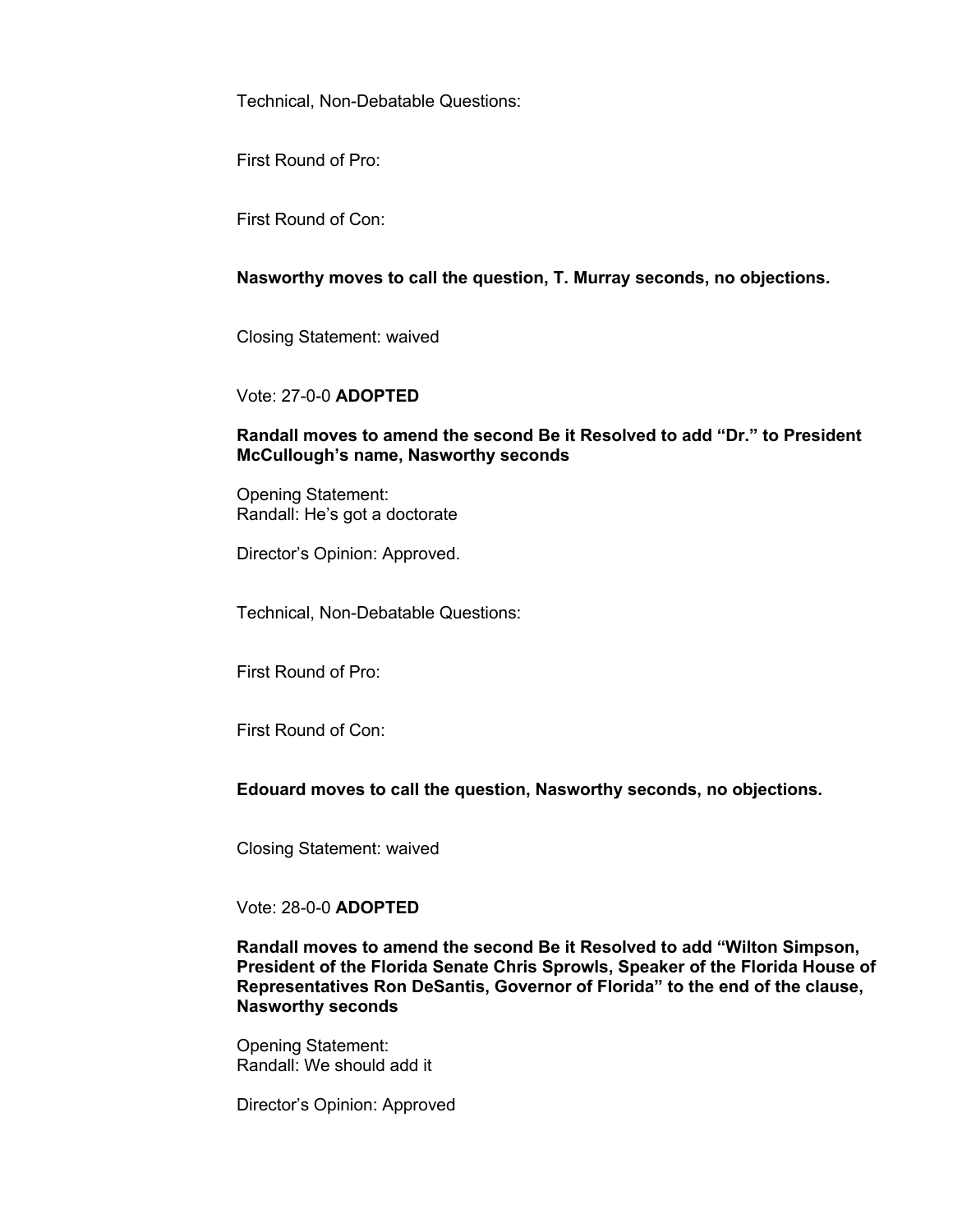Technical, Non-Debatable Questions:

First Round of Pro:

First Round of Con:

**Nasworthy moves to call the question, T. Murray seconds, no objections.**

Closing Statement: waived

Vote: 27-0-0 **ADOPTED**

**Randall moves to amend the second Be it Resolved to add "Dr." to President McCullough's name, Nasworthy seconds**

Opening Statement:
Randall: He's got a doctorate

Director's Opinion: Approved.

Technical, Non-Debatable Questions:

First Round of Pro:

First Round of Con:

**Edouard moves to call the question, Nasworthy seconds, no objections.**

Closing Statement: waived

Vote: 28-0-0 **ADOPTED**

**Randall moves to amend the second Be it Resolved to add "Wilton Simpson, President of the Florida Senate Chris Sprowls, Speaker of the Florida House of Representatives Ron DeSantis, Governor of Florida" to the end of the clause, Nasworthy seconds**

Opening Statement:
Randall: We should add it

Director's Opinion: Approved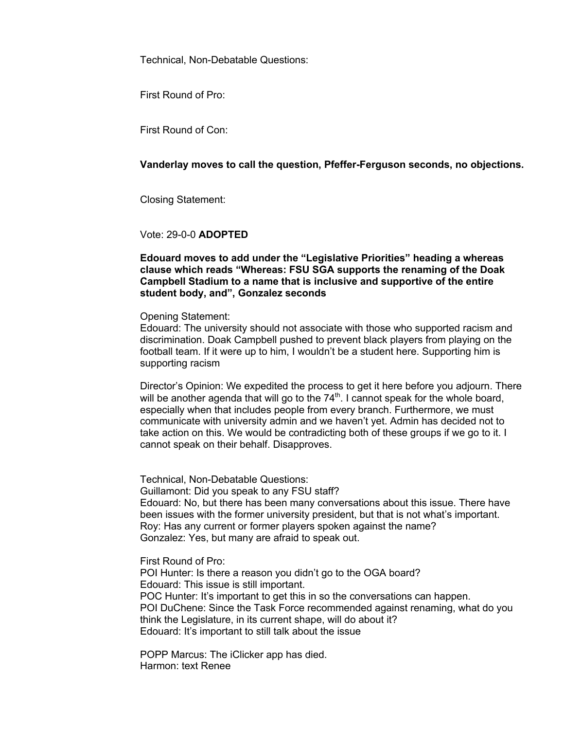Technical, Non-Debatable Questions:

First Round of Pro:

First Round of Con:

**Vanderlay moves to call the question, Pfeffer-Ferguson seconds, no objections.**

Closing Statement:

Vote: 29-0-0 **ADOPTED**

**Edouard moves to add under the "Legislative Priorities" heading a whereas clause which reads "Whereas: FSU SGA supports the renaming of the Doak Campbell Stadium to a name that is inclusive and supportive of the entire student body, and", Gonzalez seconds**

Opening Statement:
Edouard: The university should not associate with those who supported racism and discrimination. Doak Campbell pushed to prevent black players from playing on the football team. If it were up to him, I wouldn't be a student here. Supporting him is supporting racism

Director's Opinion: We expedited the process to get it here before you adjourn. There will be another agenda that will go to the 74th. I cannot speak for the whole board, especially when that includes people from every branch. Furthermore, we must communicate with university admin and we haven't yet. Admin has decided not to take action on this. We would be contradicting both of these groups if we go to it. I cannot speak on their behalf. Disapproves.

Technical, Non-Debatable Questions:
Guillamont: Did you speak to any FSU staff?
Edouard: No, but there has been many conversations about this issue. There have been issues with the former university president, but that is not what's important.
Roy: Has any current or former players spoken against the name?
Gonzalez: Yes, but many are afraid to speak out.

First Round of Pro:
POI Hunter: Is there a reason you didn't go to the OGA board?
Edouard: This issue is still important.
POC Hunter: It's important to get this in so the conversations can happen.
POI DuChene: Since the Task Force recommended against renaming, what do you think the Legislature, in its current shape, will do about it?
Edouard: It's important to still talk about the issue

POPP Marcus: The iClicker app has died.
Harmon: text Renee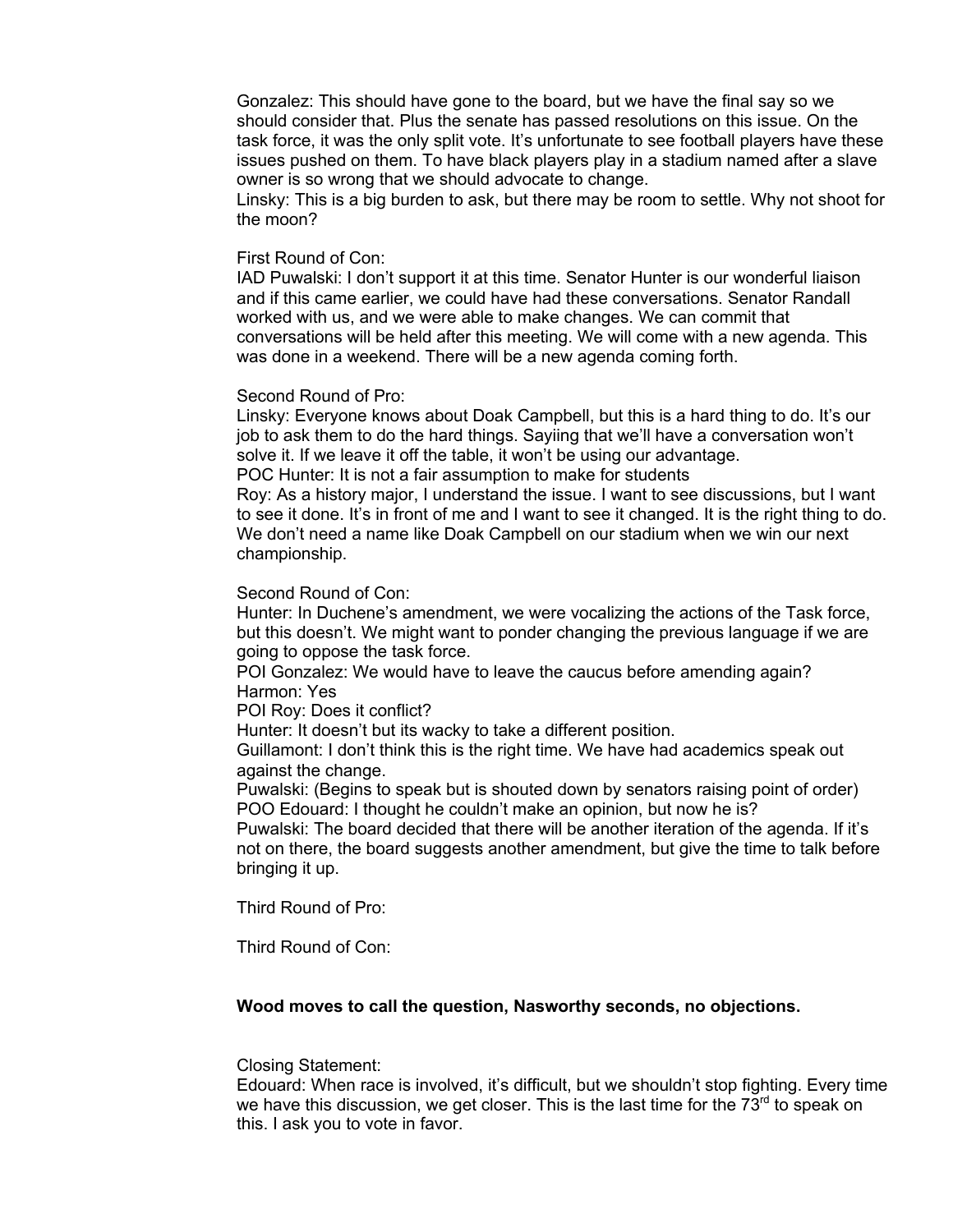Gonzalez: This should have gone to the board, but we have the final say so we should consider that. Plus the senate has passed resolutions on this issue. On the task force, it was the only split vote. It's unfortunate to see football players have these issues pushed on them. To have black players play in a stadium named after a slave owner is so wrong that we should advocate to change.
Linsky: This is a big burden to ask, but there may be room to settle. Why not shoot for the moon?

First Round of Con:
IAD Puwalski: I don't support it at this time. Senator Hunter is our wonderful liaison and if this came earlier, we could have had these conversations. Senator Randall worked with us, and we were able to make changes. We can commit that conversations will be held after this meeting. We will come with a new agenda. This was done in a weekend. There will be a new agenda coming forth.

Second Round of Pro:
Linsky: Everyone knows about Doak Campbell, but this is a hard thing to do. It's our job to ask them to do the hard things. Sayiing that we'll have a conversation won't solve it. If we leave it off the table, it won't be using our advantage.
POC Hunter: It is not a fair assumption to make for students
Roy: As a history major, I understand the issue. I want to see discussions, but I want to see it done. It's in front of me and I want to see it changed. It is the right thing to do. We don't need a name like Doak Campbell on our stadium when we win our next championship.

Second Round of Con:
Hunter: In Duchene's amendment, we were vocalizing the actions of the Task force, but this doesn't. We might want to ponder changing the previous language if we are going to oppose the task force.
POI Gonzalez: We would have to leave the caucus before amending again?
Harmon: Yes
POI Roy: Does it conflict?
Hunter: It doesn't but its wacky to take a different position.
Guillamont: I don't think this is the right time. We have had academics speak out against the change.
Puwalski: (Begins to speak but is shouted down by senators raising point of order)
POO Edouard: I thought he couldn't make an opinion, but now he is?
Puwalski: The board decided that there will be another iteration of the agenda. If it's not on there, the board suggests another amendment, but give the time to talk before bringing it up.

Third Round of Pro:

Third Round of Con:

**Wood moves to call the question, Nasworthy seconds, no objections.**

Closing Statement:
Edouard: When race is involved, it's difficult, but we shouldn't stop fighting. Every time we have this discussion, we get closer. This is the last time for the 73rd to speak on this. I ask you to vote in favor.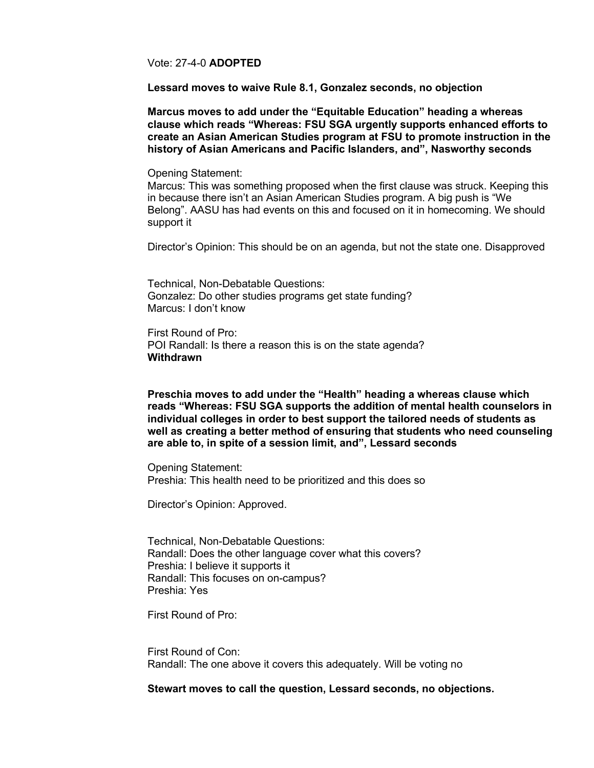Vote: 27-4-0 **ADOPTED**

**Lessard moves to waive Rule 8.1, Gonzalez seconds, no objection**

**Marcus moves to add under the "Equitable Education" heading a whereas clause which reads "Whereas: FSU SGA urgently supports enhanced efforts to create an Asian American Studies program at FSU to promote instruction in the history of Asian Americans and Pacific Islanders, and", Nasworthy seconds**

Opening Statement:
Marcus: This was something proposed when the first clause was struck. Keeping this in because there isn't an Asian American Studies program. A big push is "We Belong". AASU has had events on this and focused on it in homecoming. We should support it

Director's Opinion: This should be on an agenda, but not the state one. Disapproved

Technical, Non-Debatable Questions:
Gonzalez: Do other studies programs get state funding?
Marcus: I don't know

First Round of Pro:
POI Randall: Is there a reason this is on the state agenda?
**Withdrawn**

**Preschia moves to add under the "Health" heading a whereas clause which reads "Whereas: FSU SGA supports the addition of mental health counselors in individual colleges in order to best support the tailored needs of students as well as creating a better method of ensuring that students who need counseling are able to, in spite of a session limit, and", Lessard seconds**

Opening Statement:
Preshia: This health need to be prioritized and this does so

Director's Opinion: Approved.

Technical, Non-Debatable Questions:
Randall: Does the other language cover what this covers?
Preshia: I believe it supports it
Randall: This focuses on on-campus?
Preshia: Yes

First Round of Pro:

First Round of Con:
Randall: The one above it covers this adequately. Will be voting no

**Stewart moves to call the question, Lessard seconds, no objections.**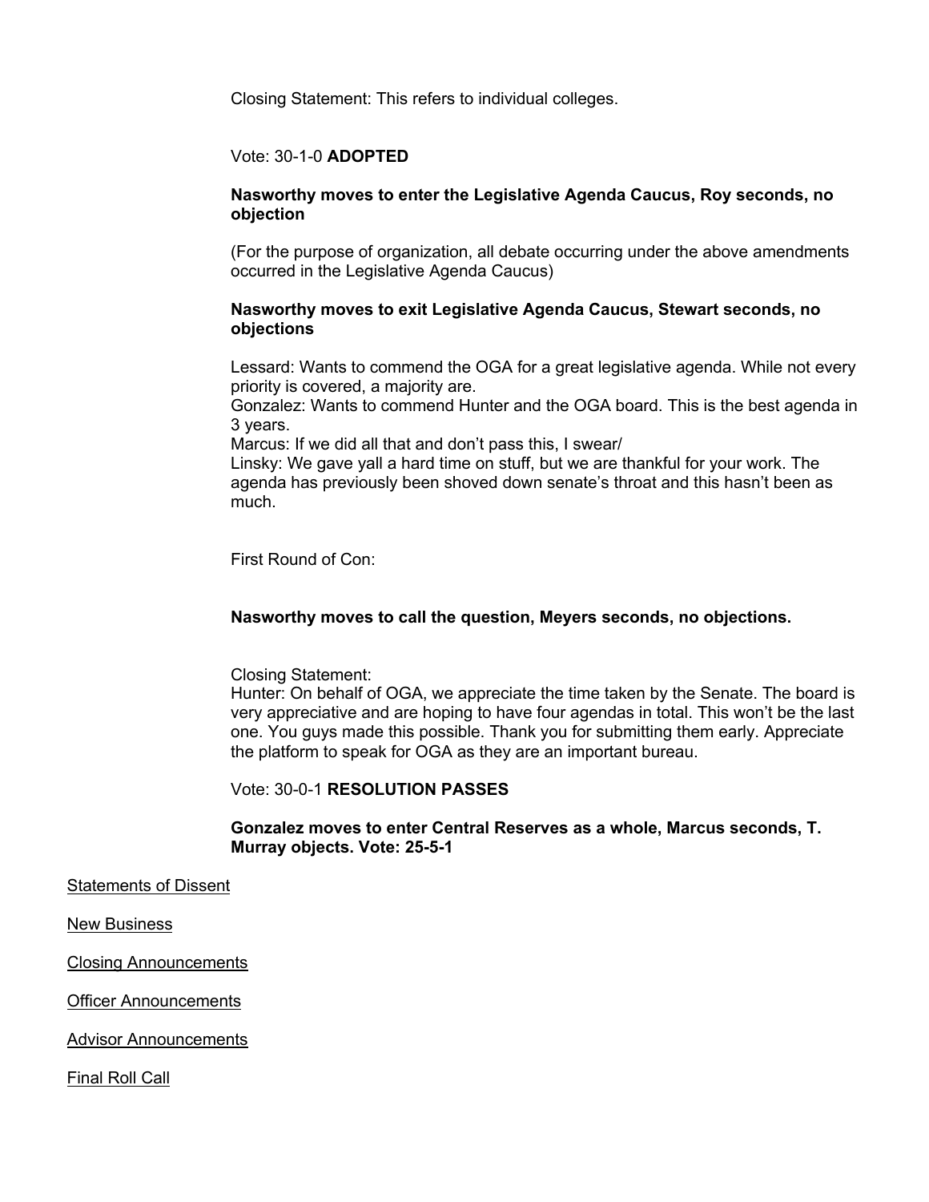Closing Statement: This refers to individual colleges.

Vote: 30-1-0 **ADOPTED**

**Nasworthy moves to enter the Legislative Agenda Caucus, Roy seconds, no objection**

(For the purpose of organization, all debate occurring under the above amendments occurred in the Legislative Agenda Caucus)

**Nasworthy moves to exit Legislative Agenda Caucus, Stewart seconds, no objections**

Lessard: Wants to commend the OGA for a great legislative agenda. While not every priority is covered, a majority are.
Gonzalez: Wants to commend Hunter and the OGA board. This is the best agenda in 3 years.
Marcus: If we did all that and don't pass this, I swear/
Linsky: We gave yall a hard time on stuff, but we are thankful for your work. The agenda has previously been shoved down senate's throat and this hasn't been as much.

First Round of Con:

**Nasworthy moves to call the question, Meyers seconds, no objections.**

Closing Statement:
Hunter: On behalf of OGA, we appreciate the time taken by the Senate. The board is very appreciative and are hoping to have four agendas in total. This won't be the last one. You guys made this possible. Thank you for submitting them early. Appreciate the platform to speak for OGA as they are an important bureau.

Vote: 30-0-1 **RESOLUTION PASSES**

**Gonzalez moves to enter Central Reserves as a whole, Marcus seconds, T. Murray objects. Vote: 25-5-1**

Statements of Dissent

New Business

Closing Announcements

Officer Announcements

Advisor Announcements

Final Roll Call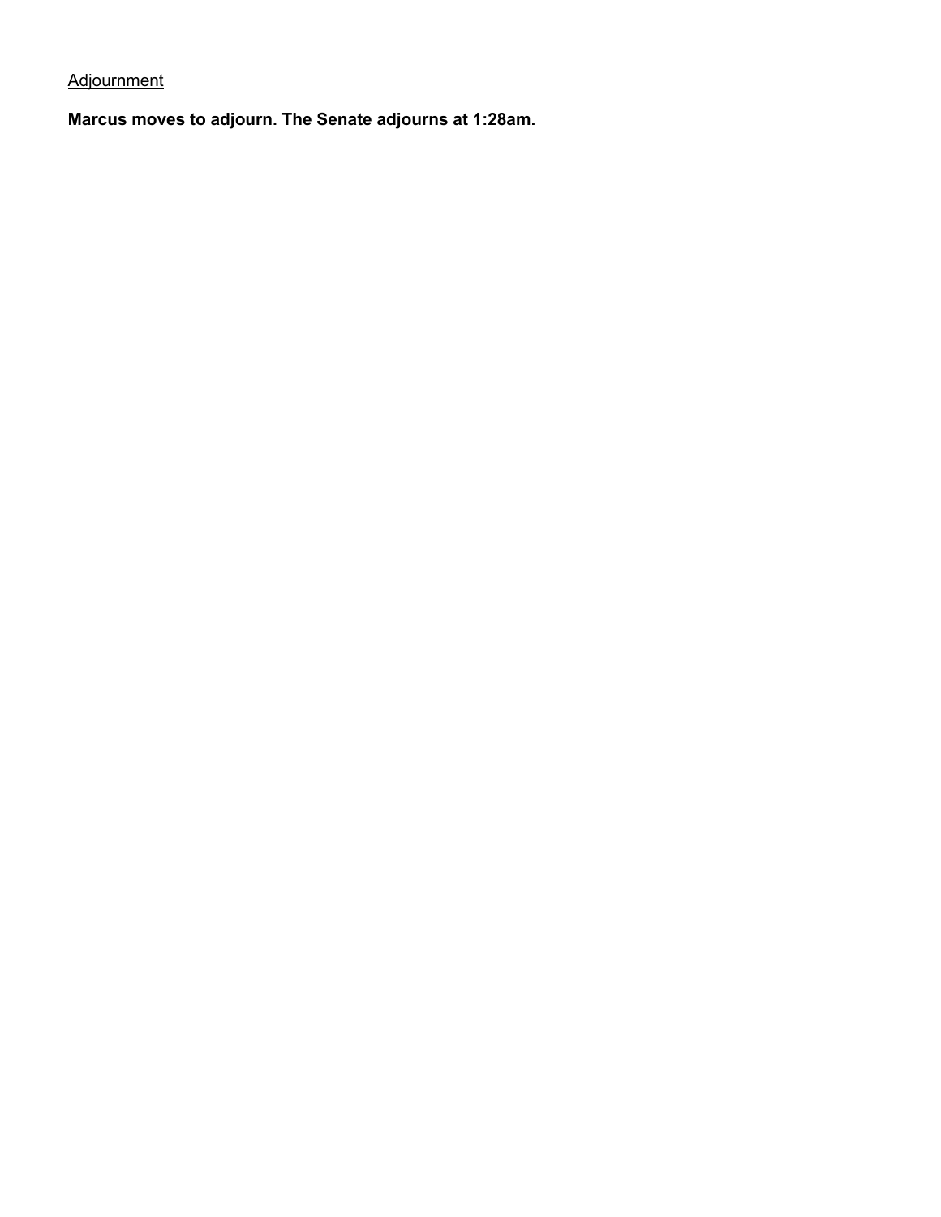Adjournment

**Marcus moves to adjourn. The Senate adjourns at 1:28am.**